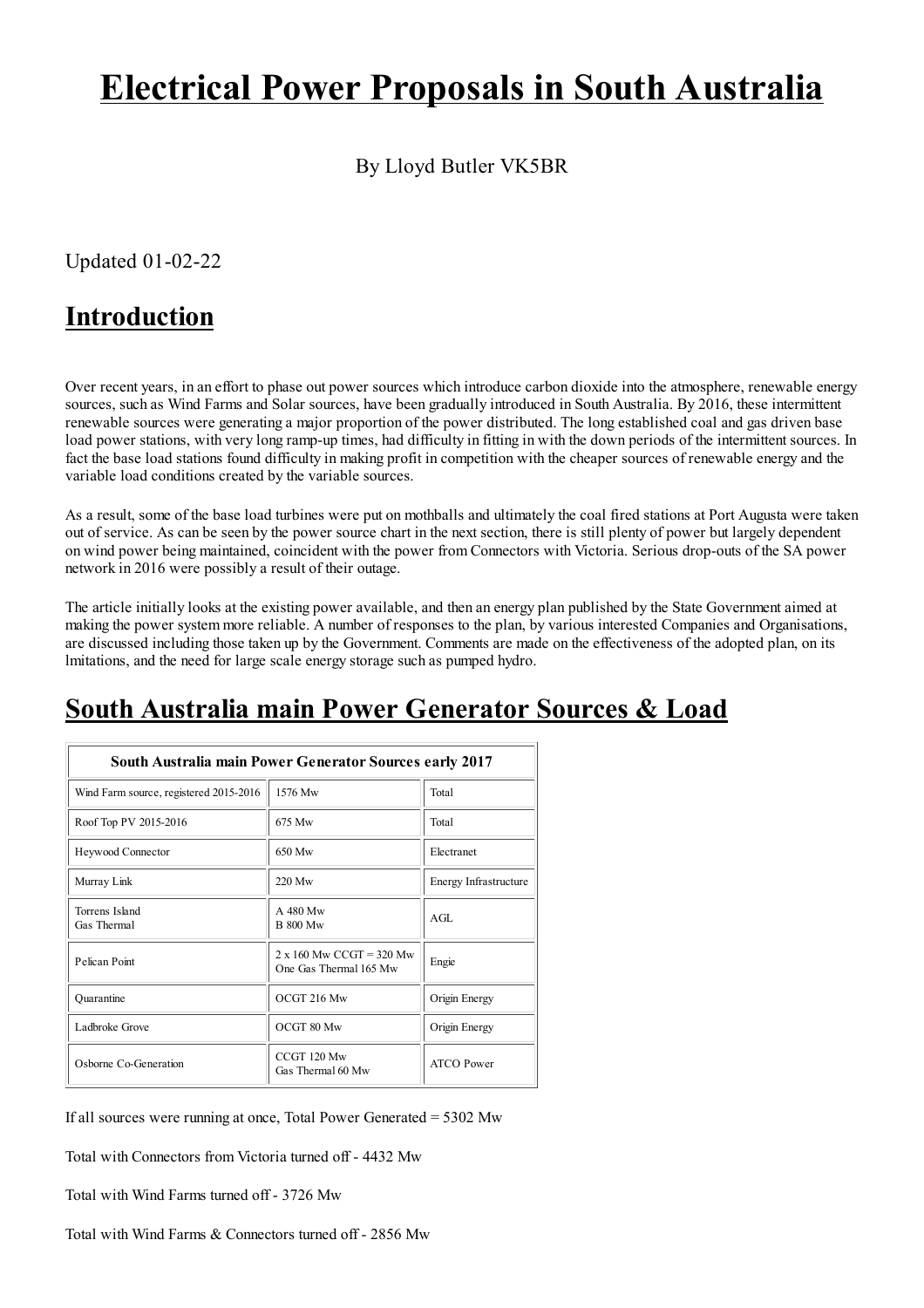# Electrical Power Proposals in South Australia

By Lloyd Butler VK5BR

Updated 01-02-22

## Introduction

Over recent years, in an effort to phase out power sources which introduce carbon dioxide into the atmosphere, renewable energy sources, such as Wind Farms and Solar sources, have been gradually introduced in South Australia. By 2016, these intermittent renewable sources were generating a major proportion of the power distributed. The long established coal and gas driven base load power stations, with very long ramp-up times, had difficulty in fitting in with the down periods of the intermittent sources. In fact the base load stations found difficulty in making profit in competition with the cheaper sources of renewable energy and the variable load conditions created by the variable sources.

As a result, some of the base load turbines were put on mothballs and ultimately the coal fired stations at Port Augusta were taken out of service. As can be seen by the power source chart in the next section, there is still plenty of power but largely dependent on wind power being maintained, coincident with the power from Connectors with Victoria. Serious drop-outs of the SA power network in 2016 were possibly a result of their outage.

The article initially looks at the existing power available, and then an energy plan published by the State Government aimed at making the power system more reliable. A number of responses to the plan, by various interested Companies and Organisations, are discussed including those taken up by the Government. Comments are made on the effectiveness of the adopted plan, on its lmitations, and the need for large scale energy storage such as pumped hydro.

## South Australia main Power Generator Sources & Load

| South Australia main Power Generator Sources early 2017 | | |
|---|---|---|
| Wind Farm source, registered 2015-2016 | 1576 Mw | Total |
| Roof Top PV 2015-2016 | 675 Mw | Total |
| Heywood Connector | 650 Mw | Electranet |
| Murray Link | 220 Mw | Energy Infrastructure |
| Torrens Island<br>Gas Thermal | A 480 Mw<br>B 800 Mw | AGL |
| Pelican Point | 2 x 160 Mw CCGT = 320 Mw<br>One Gas Thermal 165 Mw | Engie |
| Quarantine | OCGT 216 Mw | Origin Energy |
| Ladbroke Grove | OCGT 80 Mw | Origin Energy |
| Osborne Co-Generation | CCGT 120 Mw<br>Gas Thermal 60 Mw | ATCO Power |

If all sources were running at once, Total Power Generated = 5302 Mw

Total with Connectors from Victoria turned off - 4432 Mw

Total with Wind Farms turned off - 3726 Mw

Total with Wind Farms & Connectors turned off - 2856 Mw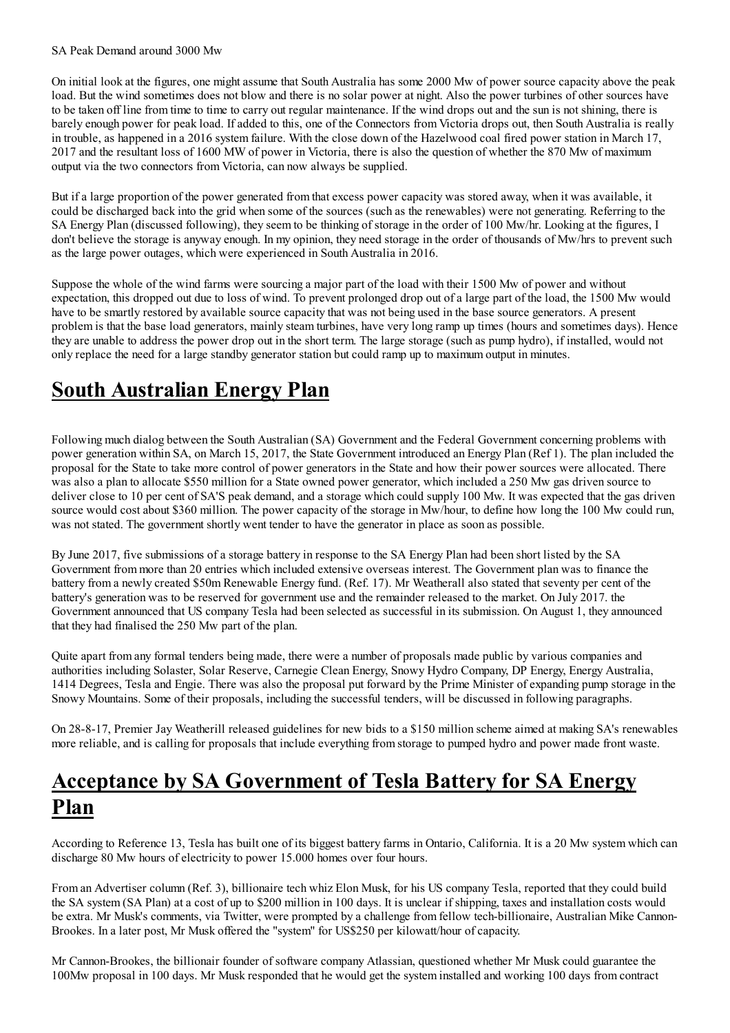SA Peak Demand around 3000 Mw

On initial look at the figures, one might assume that South Australia has some 2000 Mw of power source capacity above the peak load. But the wind sometimes does not blow and there is no solar power at night. Also the power turbines of other sources have to be taken off line from time to time to carry out regular maintenance. If the wind drops out and the sun is not shining, there is barely enough power for peak load. If added to this, one of the Connectors from Victoria drops out, then South Australia is really in trouble, as happened in a 2016 system failure. With the close down of the Hazelwood coal fired power station in March 17, 2017 and the resultant loss of 1600 MW of power in Victoria, there is also the question of whether the 870 Mw of maximum output via the two connectors from Victoria, can now always be supplied.

But if a large proportion of the power generated from that excess power capacity was stored away, when it was available, it could be discharged back into the grid when some of the sources (such as the renewables) were not generating. Referring to the SA Energy Plan (discussed following), they seem to be thinking of storage in the order of 100 Mw/hr. Looking at the figures, I don't believe the storage is anyway enough. In my opinion, they need storage in the order of thousands of Mw/hrs to prevent such as the large power outages, which were experienced in South Australia in 2016.

Suppose the whole of the wind farms were sourcing a major part of the load with their 1500 Mw of power and without expectation, this dropped out due to loss of wind. To prevent prolonged drop out of a large part of the load, the 1500 Mw would have to be smartly restored by available source capacity that was not being used in the base source generators. A present problem is that the base load generators, mainly steam turbines, have very long ramp up times (hours and sometimes days). Hence they are unable to address the power drop out in the short term. The large storage (such as pump hydro), if installed, would not only replace the need for a large standby generator station but could ramp up to maximum output in minutes.

# South Australian Energy Plan

Following much dialog between the South Australian (SA) Government and the Federal Government concerning problems with power generation within SA, on March 15, 2017, the State Government introduced an Energy Plan (Ref 1). The plan included the proposal for the State to take more control of power generators in the State and how their power sources were allocated. There was also a plan to allocate $550 million for a State owned power generator, which included a 250 Mw gas driven source to deliver close to 10 per cent of SA'S peak demand, and a storage which could supply 100 Mw. It was expected that the gas driven source would cost about $360 million. The power capacity of the storage in Mw/hour, to define how long the 100 Mw could run, was not stated. The government shortly went tender to have the generator in place as soon as possible.

By June 2017, five submissions of a storage battery in response to the SA Energy Plan had been short listed by the SA Government from more than 20 entries which included extensive overseas interest. The Government plan was to finance the battery from a newly created $50m Renewable Energy fund. (Ref. 17). Mr Weatherall also stated that seventy per cent of the battery's generation was to be reserved for government use and the remainder released to the market. On July 2017. the Government announced that US company Tesla had been selected as successful in its submission. On August 1, they announced that they had finalised the 250 Mw part of the plan.

Quite apart from any formal tenders being made, there were a number of proposals made public by various companies and authorities including Solaster, Solar Reserve, Carnegie Clean Energy, Snowy Hydro Company, DP Energy, Energy Australia, 1414 Degrees, Tesla and Engie. There was also the proposal put forward by the Prime Minister of expanding pump storage in the Snowy Mountains. Some of their proposals, including the successful tenders, will be discussed in following paragraphs.

On 28-8-17, Premier Jay Weatherill released guidelines for new bids to a $150 million scheme aimed at making SA's renewables more reliable, and is calling for proposals that include everything from storage to pumped hydro and power made front waste.

# Acceptance by SA Government of Tesla Battery for SA Energy Plan

According to Reference 13, Tesla has built one of its biggest battery farms in Ontario, California. It is a 20 Mw system which can discharge 80 Mw hours of electricity to power 15.000 homes over four hours.

From an Advertiser column (Ref. 3), billionaire tech whiz Elon Musk, for his US company Tesla, reported that they could build the SA system (SA Plan) at a cost of up to $200 million in 100 days. It is unclear if shipping, taxes and installation costs would be extra. Mr Musk's comments, via Twitter, were prompted by a challenge from fellow tech-billionaire, Australian Mike Cannon-Brookes. In a later post, Mr Musk offered the "system" for US$250 per kilowatt/hour of capacity.

Mr Cannon-Brookes, the billionair founder of software company Atlassian, questioned whether Mr Musk could guarantee the 100Mw proposal in 100 days. Mr Musk responded that he would get the system installed and working 100 days from contract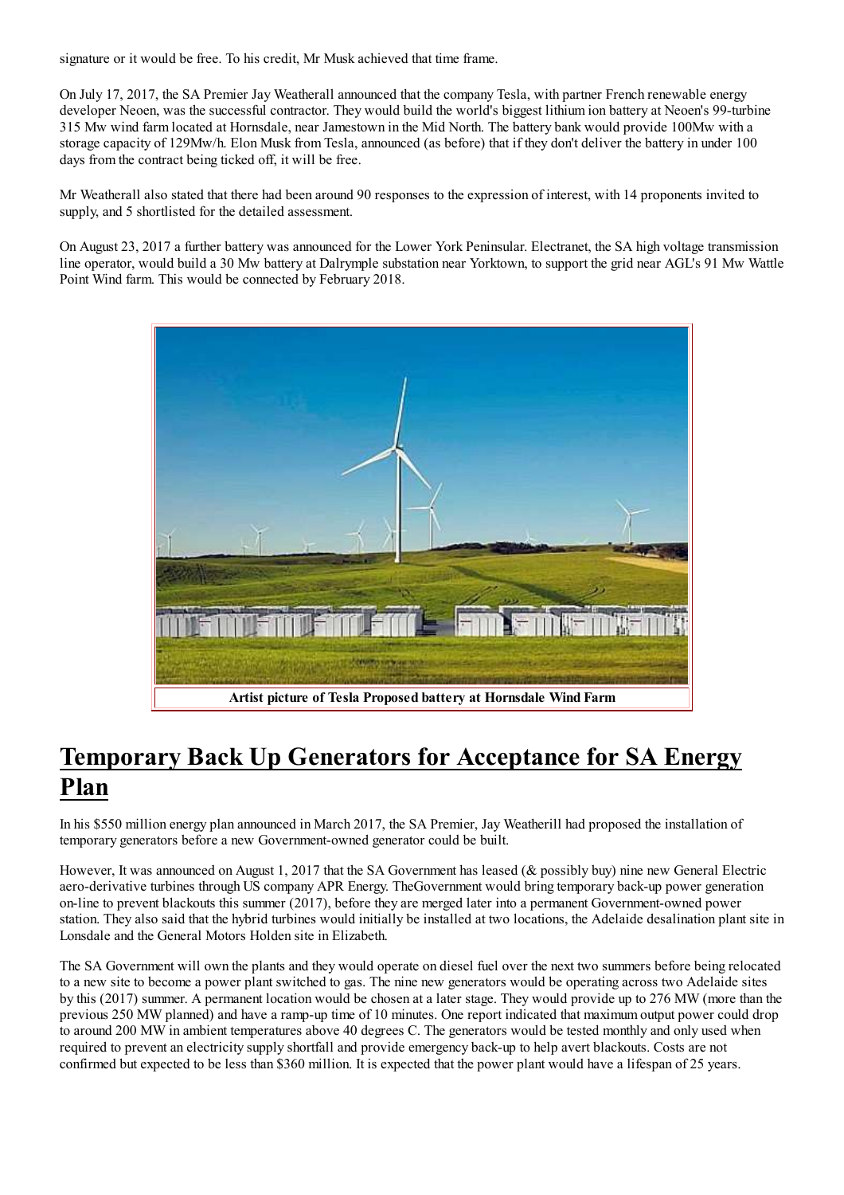signature or it would be free. To his credit, Mr Musk achieved that time frame.

On July 17, 2017, the SA Premier Jay Weatherall announced that the company Tesla, with partner French renewable energy developer Neoen, was the successful contractor. They would build the world's biggest lithium ion battery at Neoen's 99-turbine 315 Mw wind farm located at Hornsdale, near Jamestown in the Mid North. The battery bank would provide 100Mw with a storage capacity of 129Mw/h. Elon Musk from Tesla, announced (as before) that if they don't deliver the battery in under 100 days from the contract being ticked off, it will be free.

Mr Weatherall also stated that there had been around 90 responses to the expression of interest, with 14 proponents invited to supply, and 5 shortlisted for the detailed assessment.

On August 23, 2017 a further battery was announced for the Lower York Peninsular. Electranet, the SA high voltage transmission line operator, would build a 30 Mw battery at Dalrymple substation near Yorktown, to support the grid near AGL's 91 Mw Wattle Point Wind farm. This would be connected by February 2018.

**Artist picture of Tesla Proposed battery at Hornsdale Wind Farm**

## Temporary Back Up Generators for Acceptance for SA Energy Plan

In his $550 million energy plan announced in March 2017, the SA Premier, Jay Weatherill had proposed the installation of temporary generators before a new Government-owned generator could be built.

However, It was announced on August 1, 2017 that the SA Government has leased (& possibly buy) nine new General Electric aero-derivative turbines through US company APR Energy. TheGovernment would bring temporary back-up power generation on-line to prevent blackouts this summer (2017), before they are merged later into a permanent Government-owned power station. They also said that the hybrid turbines would initially be installed at two locations, the Adelaide desalination plant site in Lonsdale and the General Motors Holden site in Elizabeth.

The SA Government will own the plants and they would operate on diesel fuel over the next two summers before being relocated to a new site to become a power plant switched to gas. The nine new generators would be operating across two Adelaide sites by this (2017) summer. A permanent location would be chosen at a later stage. They would provide up to 276 MW (more than the previous 250 MW planned) and have a ramp-up time of 10 minutes. One report indicated that maximum output power could drop to around 200 MW in ambient temperatures above 40 degrees C. The generators would be tested monthly and only used when required to prevent an electricity supply shortfall and provide emergency back-up to help avert blackouts. Costs are not confirmed but expected to be less than $360 million. It is expected that the power plant would have a lifespan of 25 years.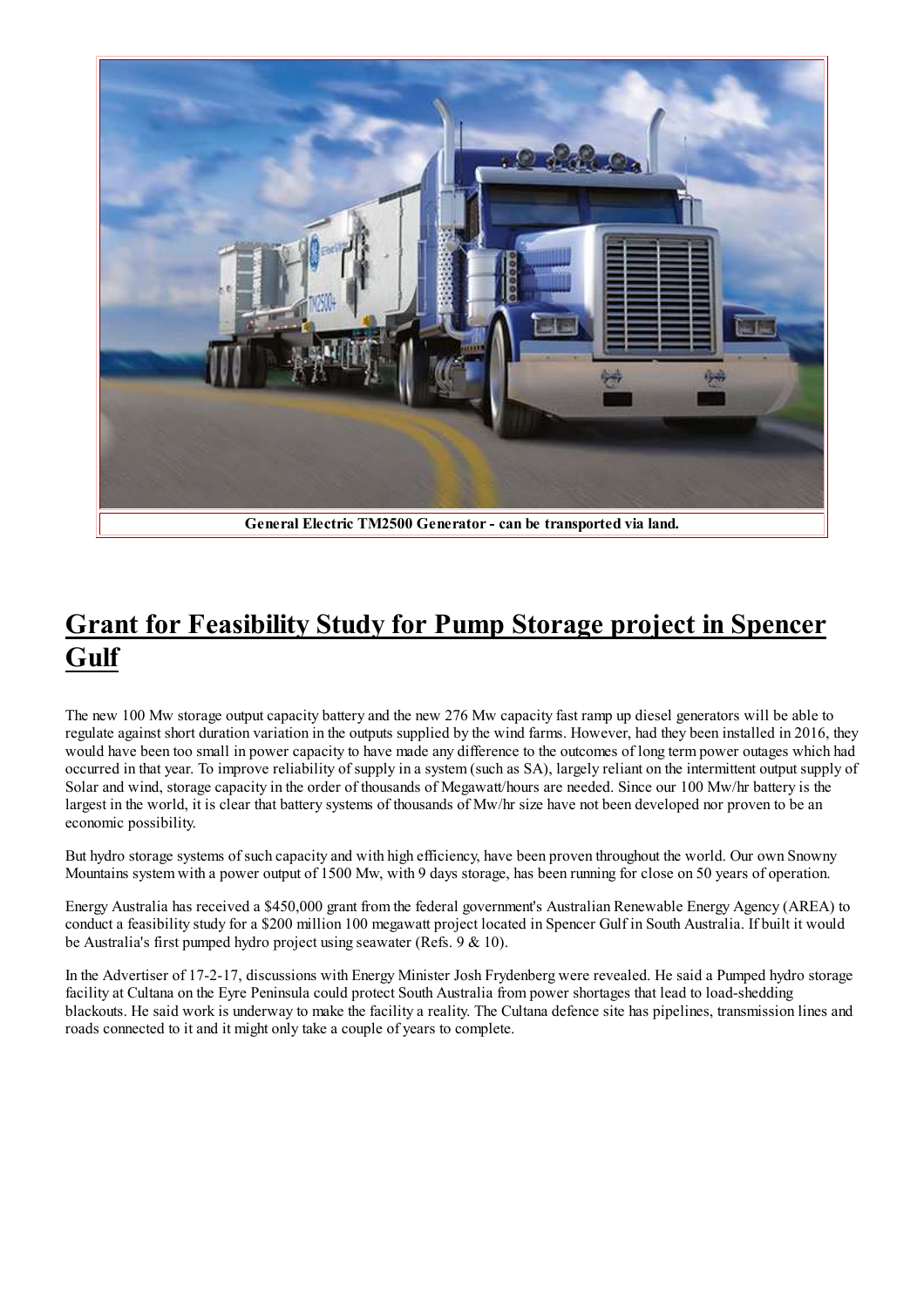General Electric TM2500 Generator - can be transported via land.

# Grant for Feasibility Study for Pump Storage project in Spencer Gulf

The new 100 Mw storage output capacity battery and the new 276 Mw capacity fast ramp up diesel generators will be able to regulate against short duration variation in the outputs supplied by the wind farms. However, had they been installed in 2016, they would have been too small in power capacity to have made any difference to the outcomes of long term power outages which had occurred in that year. To improve reliability of supply in a system (such as SA), largely reliant on the intermittent output supply of Solar and wind, storage capacity in the order of thousands of Megawatt/hours are needed. Since our 100 Mw/hr battery is the largest in the world, it is clear that battery systems of thousands of Mw/hr size have not been developed nor proven to be an economic possibility.

But hydro storage systems of such capacity and with high efficiency, have been proven throughout the world. Our own Snowny Mountains system with a power output of 1500 Mw, with 9 days storage, has been running for close on 50 years of operation.

Energy Australia has received a $450,000 grant from the federal government's Australian Renewable Energy Agency (AREA) to conduct a feasibility study for a $200 million 100 megawatt project located in Spencer Gulf in South Australia. If built it would be Australia's first pumped hydro project using seawater (Refs. 9 & 10).

In the Advertiser of 17-2-17, discussions with Energy Minister Josh Frydenberg were revealed. He said a Pumped hydro storage facility at Cultana on the Eyre Peninsula could protect South Australia from power shortages that lead to load-shedding blackouts. He said work is underway to make the facility a reality. The Cultana defence site has pipelines, transmission lines and roads connected to it and it might only take a couple of years to complete.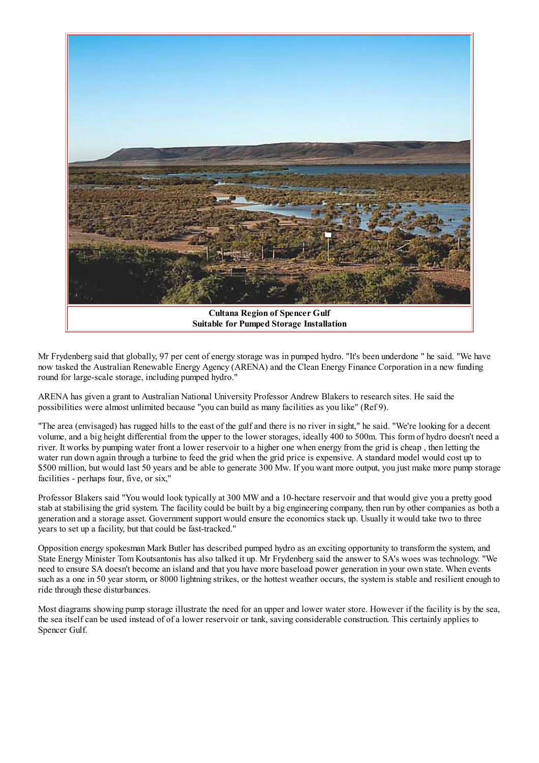**Cultana Region of Spencer Gulf**
**Suitable for Pumped Storage Installation**

Mr Frydenberg said that globally, 97 per cent of energy storage was in pumped hydro. "It's been underdone " he said. "We have now tasked the Australian Renewable Energy Agency (ARENA) and the Clean Energy Finance Corporation in a new funding round for large-scale storage, including pumped hydro."

ARENA has given a grant to Australian National University Professor Andrew Blakers to research sites. He said the possibilities were almost unlimited because "you can build as many facilities as you like" (Ref 9).

"The area (envisaged) has rugged hills to the east of the gulf and there is no river in sight," he said. "We're looking for a decent volume, and a big height differential from the upper to the lower storages, ideally 400 to 500m. This form of hydro doesn't need a river. It works by pumping water front a lower reservoir to a higher one when energy from the grid is cheap , then letting the water run down again through a turbine to feed the grid when the grid price is expensive. A standard model would cost up to $500 million, but would last 50 years and be able to generate 300 Mw. If you want more output, you just make more pump storage facilities - perhaps four, five, or six,"

Professor Blakers said "You would look typically at 300 MW and a 10-hectare reservoir and that would give you a pretty good stab at stabilising the grid system. The facility could be built by a big engineering company, then run by other companies as both a generation and a storage asset. Government support would ensure the economics stack up. Usually it would take two to three years to set up a facility, but that could be fast-tracked."

Opposition energy spokesman Mark Butler has described pumped hydro as an exciting opportunity to transform the system, and State Energy Minister Tom Koutsantonis has also talked it up. Mr Frydenberg said the answer to SA's woes was technology. "We need to ensure SA doesn't become an island and that you have more baseload power generation in your own state. When events such as a one in 50 year storm, or 8000 lightning strikes, or the hottest weather occurs, the system is stable and resilient enough to ride through these disturbances.

Most diagrams showing pump storage illustrate the need for an upper and lower water store. However if the facility is by the sea, the sea itself can be used instead of of a lower reservoir or tank, saving considerable construction. This certainly applies to Spencer Gulf.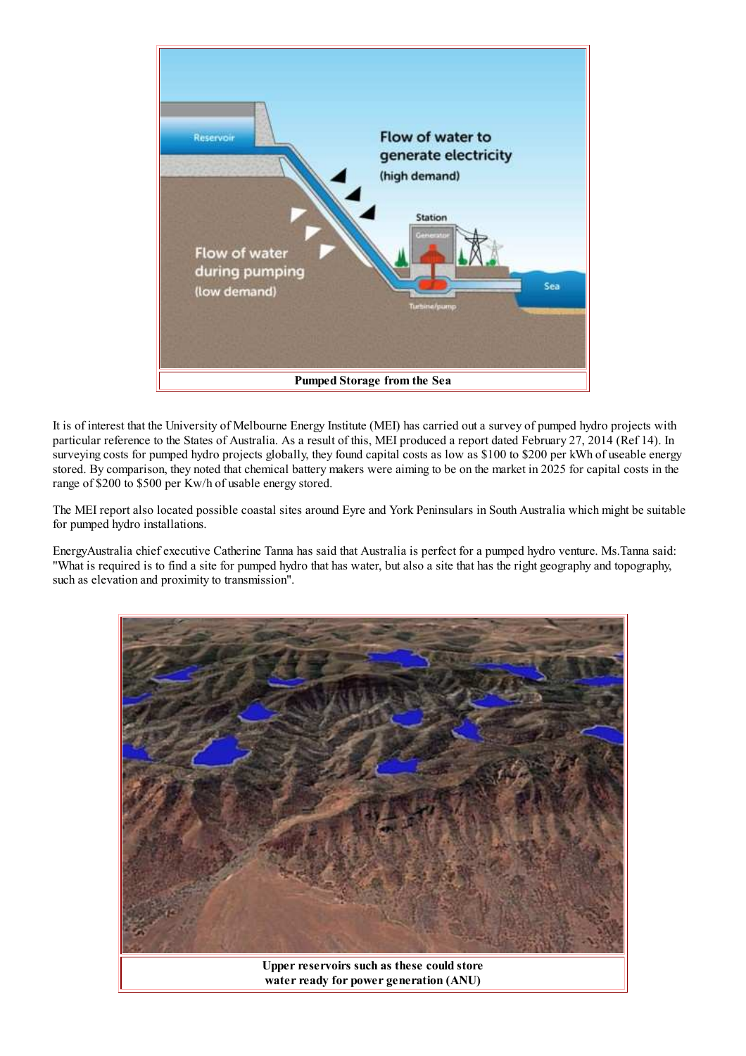Pumped Storage from the Sea

It is of interest that the University of Melbourne Energy Institute (MEI) has carried out a survey of pumped hydro projects with particular reference to the States of Australia. As a result of this, MEI produced a report dated February 27, 2014 (Ref 14). In surveying costs for pumped hydro projects globally, they found capital costs as low as $100 to $200 per kWh of useable energy stored. By comparison, they noted that chemical battery makers were aiming to be on the market in 2025 for capital costs in the range of $200 to $500 per Kw/h of usable energy stored.

The MEI report also located possible coastal sites around Eyre and York Peninsulars in South Australia which might be suitable for pumped hydro installations.

EnergyAustralia chief executive Catherine Tanna has said that Australia is perfect for a pumped hydro venture. Ms.Tanna said: "What is required is to find a site for pumped hydro that has water, but also a site that has the right geography and topography, such as elevation and proximity to transmission".

Upper reservoirs such as these could store water ready for power generation (ANU)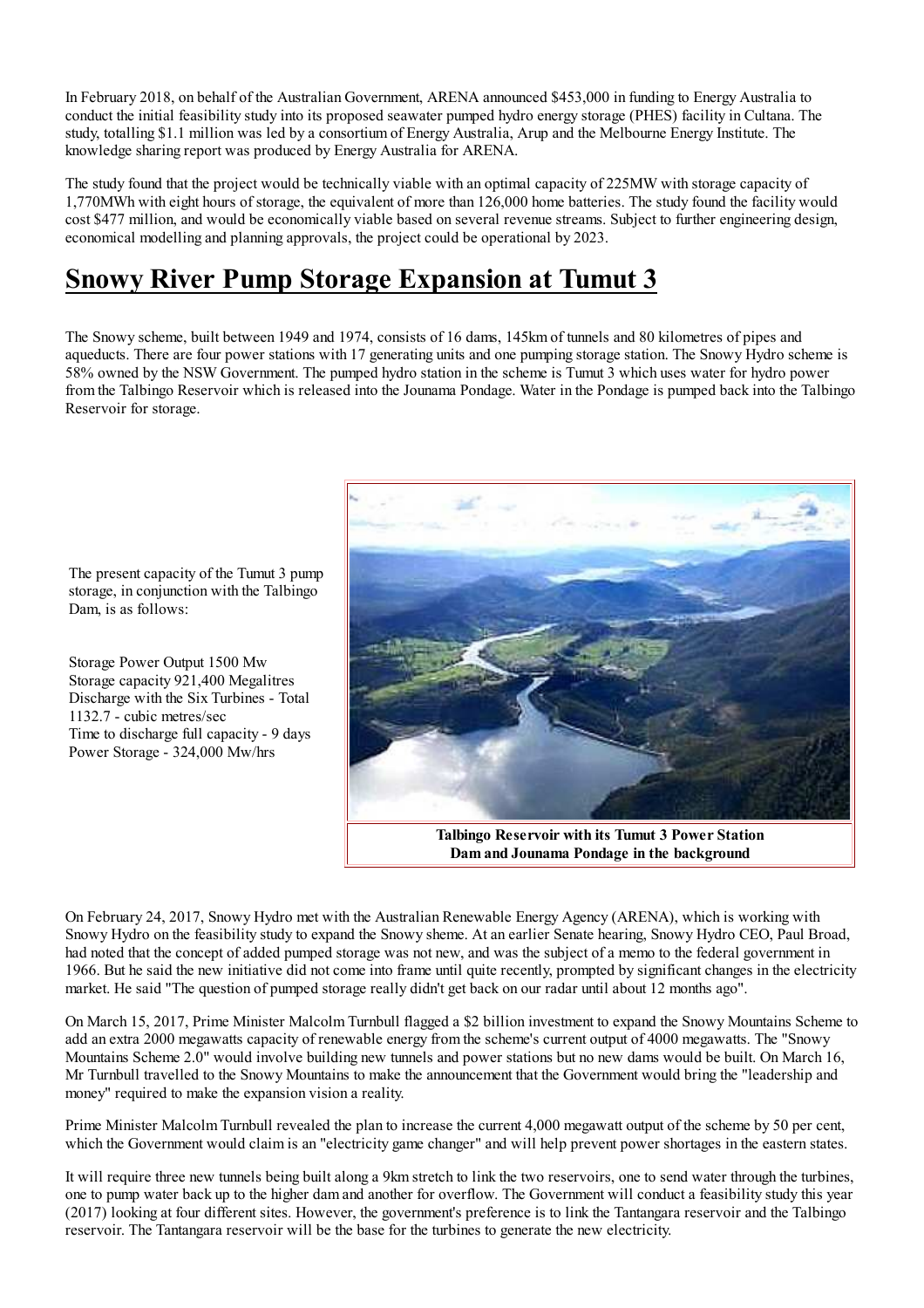In February 2018, on behalf of the Australian Government, ARENA announced $453,000 in funding to Energy Australia to conduct the initial feasibility study into its proposed seawater pumped hydro energy storage (PHES) facility in Cultana. The study, totalling $1.1 million was led by a consortium of Energy Australia, Arup and the Melbourne Energy Institute. The knowledge sharing report was produced by Energy Australia for ARENA.

The study found that the project would be technically viable with an optimal capacity of 225MW with storage capacity of 1,770MWh with eight hours of storage, the equivalent of more than 126,000 home batteries. The study found the facility would cost $477 million, and would be economically viable based on several revenue streams. Subject to further engineering design, economical modelling and planning approvals, the project could be operational by 2023.

## Snowy River Pump Storage Expansion at Tumut 3

The Snowy scheme, built between 1949 and 1974, consists of 16 dams, 145km of tunnels and 80 kilometres of pipes and aqueducts. There are four power stations with 17 generating units and one pumping storage station. The Snowy Hydro scheme is 58% owned by the NSW Government. The pumped hydro station in the scheme is Tumut 3 which uses water for hydro power from the Talbingo Reservoir which is released into the Jounama Pondage. Water in the Pondage is pumped back into the Talbingo Reservoir for storage.

The present capacity of the Tumut 3 pump storage, in conjunction with the Talbingo Dam, is as follows:

Storage Power Output 1500 Mw
Storage capacity 921,400 Megalitres
Discharge with the Six Turbines - Total 1132.7 - cubic metres/sec
Time to discharge full capacity - 9 days
Power Storage - 324,000 Mw/hrs

**Talbingo Reservoir with its Tumut 3 Power Station Dam and Jounama Pondage in the background**

On February 24, 2017, Snowy Hydro met with the Australian Renewable Energy Agency (ARENA), which is working with Snowy Hydro on the feasibility study to expand the Snowy sheme. At an earlier Senate hearing, Snowy Hydro CEO, Paul Broad, had noted that the concept of added pumped storage was not new, and was the subject of a memo to the federal government in 1966. But he said the new initiative did not come into frame until quite recently, prompted by significant changes in the electricity market. He said "The question of pumped storage really didn't get back on our radar until about 12 months ago".

On March 15, 2017, Prime Minister Malcolm Turnbull flagged a $2 billion investment to expand the Snowy Mountains Scheme to add an extra 2000 megawatts capacity of renewable energy from the scheme's current output of 4000 megawatts. The "Snowy Mountains Scheme 2.0" would involve building new tunnels and power stations but no new dams would be built. On March 16, Mr Turnbull travelled to the Snowy Mountains to make the announcement that the Government would bring the "leadership and money" required to make the expansion vision a reality.

Prime Minister Malcolm Turnbull revealed the plan to increase the current 4,000 megawatt output of the scheme by 50 per cent, which the Government would claim is an "electricity game changer" and will help prevent power shortages in the eastern states.

It will require three new tunnels being built along a 9km stretch to link the two reservoirs, one to send water through the turbines, one to pump water back up to the higher dam and another for overflow. The Government will conduct a feasibility study this year (2017) looking at four different sites. However, the government's preference is to link the Tantangara reservoir and the Talbingo reservoir. The Tantangara reservoir will be the base for the turbines to generate the new electricity.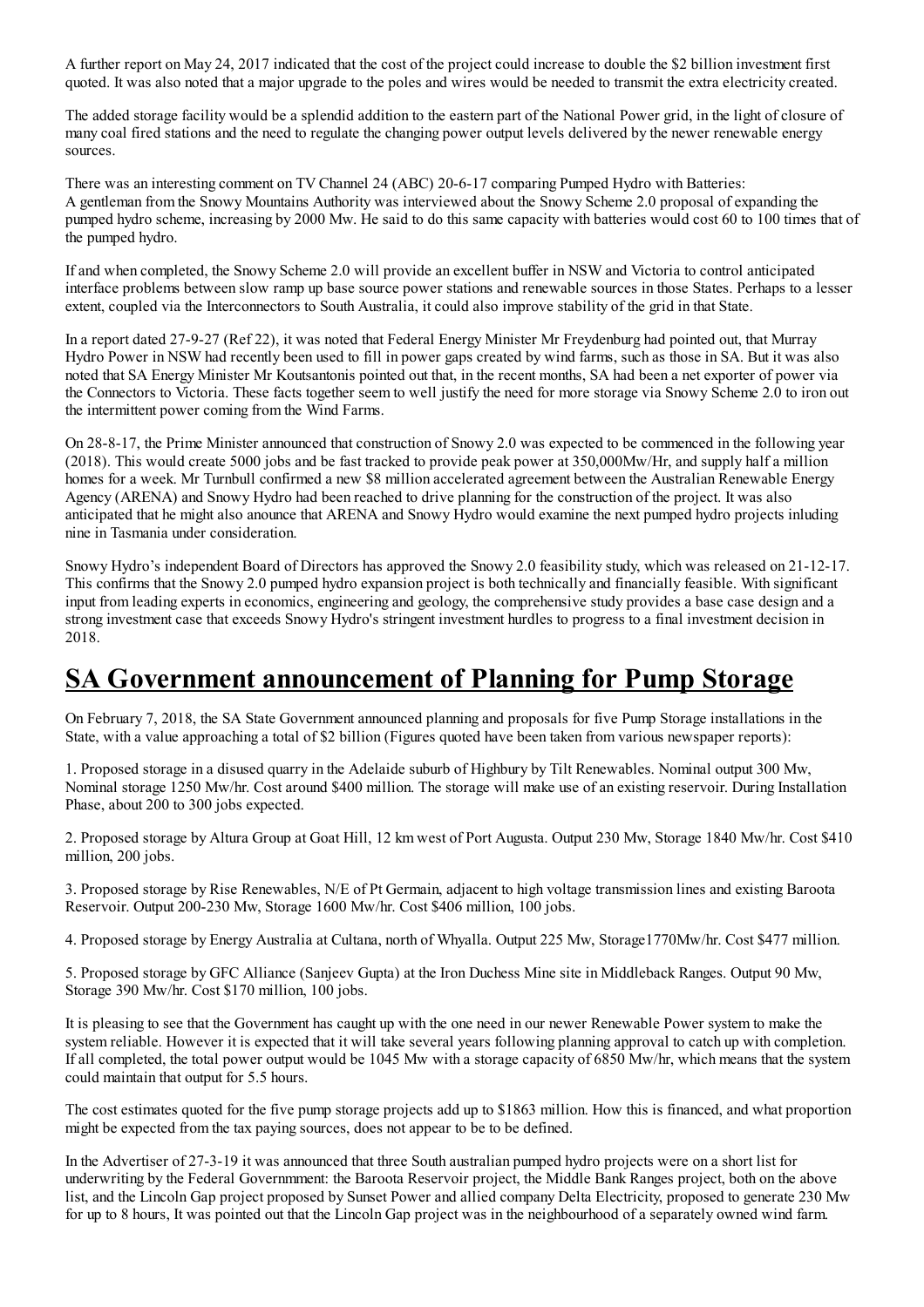A further report on May 24, 2017 indicated that the cost of the project could increase to double the $2 billion investment first quoted. It was also noted that a major upgrade to the poles and wires would be needed to transmit the extra electricity created.

The added storage facility would be a splendid addition to the eastern part of the National Power grid, in the light of closure of many coal fired stations and the need to regulate the changing power output levels delivered by the newer renewable energy sources.

There was an interesting comment on TV Channel 24 (ABC) 20-6-17 comparing Pumped Hydro with Batteries:
A gentleman from the Snowy Mountains Authority was interviewed about the Snowy Scheme 2.0 proposal of expanding the pumped hydro scheme, increasing by 2000 Mw. He said to do this same capacity with batteries would cost 60 to 100 times that of the pumped hydro.

If and when completed, the Snowy Scheme 2.0 will provide an excellent buffer in NSW and Victoria to control anticipated interface problems between slow ramp up base source power stations and renewable sources in those States. Perhaps to a lesser extent, coupled via the Interconnectors to South Australia, it could also improve stability of the grid in that State.

In a report dated 27-9-27 (Ref 22), it was noted that Federal Energy Minister Mr Freydenburg had pointed out, that Murray Hydro Power in NSW had recently been used to fill in power gaps created by wind farms, such as those in SA. But it was also noted that SA Energy Minister Mr Koutsantonis pointed out that, in the recent months, SA had been a net exporter of power via the Connectors to Victoria. These facts together seem to well justify the need for more storage via Snowy Scheme 2.0 to iron out the intermittent power coming from the Wind Farms.

On 28-8-17, the Prime Minister announced that construction of Snowy 2.0 was expected to be commenced in the following year (2018). This would create 5000 jobs and be fast tracked to provide peak power at 350,000Mw/Hr, and supply half a million homes for a week. Mr Turnbull confirmed a new $8 million accelerated agreement between the Australian Renewable Energy Agency (ARENA) and Snowy Hydro had been reached to drive planning for the construction of the project. It was also anticipated that he might also anounce that ARENA and Snowy Hydro would examine the next pumped hydro projects inluding nine in Tasmania under consideration.

Snowy Hydro's independent Board of Directors has approved the Snowy 2.0 feasibility study, which was released on 21-12-17. This confirms that the Snowy 2.0 pumped hydro expansion project is both technically and financially feasible. With significant input from leading experts in economics, engineering and geology, the comprehensive study provides a base case design and a strong investment case that exceeds Snowy Hydro's stringent investment hurdles to progress to a final investment decision in 2018.

## SA Government announcement of Planning for Pump Storage

On February 7, 2018, the SA State Government announced planning and proposals for five Pump Storage installations in the State, with a value approaching a total of $2 billion (Figures quoted have been taken from various newspaper reports):

1. Proposed storage in a disused quarry in the Adelaide suburb of Highbury by Tilt Renewables. Nominal output 300 Mw, Nominal storage 1250 Mw/hr. Cost around $400 million. The storage will make use of an existing reservoir. During Installation Phase, about 200 to 300 jobs expected.

2. Proposed storage by Altura Group at Goat Hill, 12 km west of Port Augusta. Output 230 Mw, Storage 1840 Mw/hr. Cost $410 million, 200 jobs.

3. Proposed storage by Rise Renewables, N/E of Pt Germain, adjacent to high voltage transmission lines and existing Baroota Reservoir. Output 200-230 Mw, Storage 1600 Mw/hr. Cost $406 million, 100 jobs.

4. Proposed storage by Energy Australia at Cultana, north of Whyalla. Output 225 Mw, Storage1770Mw/hr. Cost $477 million.

5. Proposed storage by GFC Alliance (Sanjeev Gupta) at the Iron Duchess Mine site in Middleback Ranges. Output 90 Mw, Storage 390 Mw/hr. Cost $170 million, 100 jobs.

It is pleasing to see that the Government has caught up with the one need in our newer Renewable Power system to make the system reliable. However it is expected that it will take several years following planning approval to catch up with completion. If all completed, the total power output would be 1045 Mw with a storage capacity of 6850 Mw/hr, which means that the system could maintain that output for 5.5 hours.

The cost estimates quoted for the five pump storage projects add up to $1863 million. How this is financed, and what proportion might be expected from the tax paying sources, does not appear to be to be defined.

In the Advertiser of 27-3-19 it was announced that three South australian pumped hydro projects were on a short list for underwriting by the Federal Governmment: the Baroota Reservoir project, the Middle Bank Ranges project, both on the above list, and the Lincoln Gap project proposed by Sunset Power and allied company Delta Electricity, proposed to generate 230 Mw for up to 8 hours, It was pointed out that the Lincoln Gap project was in the neighbourhood of a separately owned wind farm.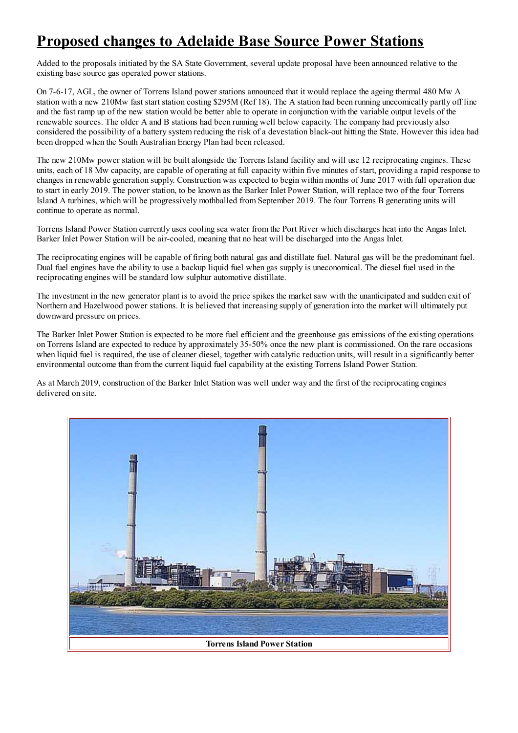# Proposed changes to Adelaide Base Source Power Stations

Added to the proposals initiated by the SA State Government, several update proposal have been announced relative to the existing base source gas operated power stations.

On 7-6-17, AGL, the owner of Torrens Island power stations announced that it would replace the ageing thermal 480 Mw A station with a new 210Mw fast start station costing $295M (Ref 18). The A station had been running unecomically partly off line and the fast ramp up of the new station would be better able to operate in conjunction with the variable output levels of the renewable sources. The older A and B stations had been running well below capacity. The company had previously also considered the possibility of a battery system reducing the risk of a devestation black-out hitting the State. However this idea had been dropped when the South Australian Energy Plan had been released.

The new 210Mw power station will be built alongside the Torrens Island facility and will use 12 reciprocating engines. These units, each of 18 Mw capacity, are capable of operating at full capacity within five minutes of start, providing a rapid response to changes in renewable generation supply. Construction was expected to begin within months of June 2017 with full operation due to start in early 2019. The power station, to be known as the Barker Inlet Power Station, will replace two of the four Torrens Island A turbines, which will be progressively mothballed from September 2019. The four Torrens B generating units will continue to operate as normal.

Torrens Island Power Station currently uses cooling sea water from the Port River which discharges heat into the Angas Inlet. Barker Inlet Power Station will be air-cooled, meaning that no heat will be discharged into the Angas Inlet.

The reciprocating engines will be capable of firing both natural gas and distillate fuel. Natural gas will be the predominant fuel. Dual fuel engines have the ability to use a backup liquid fuel when gas supply is uneconomical. The diesel fuel used in the reciprocating engines will be standard low sulphur automotive distillate.

The investment in the new generator plant is to avoid the price spikes the market saw with the unanticipated and sudden exit of Northern and Hazelwood power stations. It is believed that increasing supply of generation into the market will ultimately put downward pressure on prices.

The Barker Inlet Power Station is expected to be more fuel efficient and the greenhouse gas emissions of the existing operations on Torrens Island are expected to reduce by approximately 35-50% once the new plant is commissioned. On the rare occasions when liquid fuel is required, the use of cleaner diesel, together with catalytic reduction units, will result in a significantly better environmental outcome than from the current liquid fuel capability at the existing Torrens Island Power Station.

As at March 2019, construction of the Barker Inlet Station was well under way and the first of the reciprocating engines delivered on site.

**Torrens Island Power Station**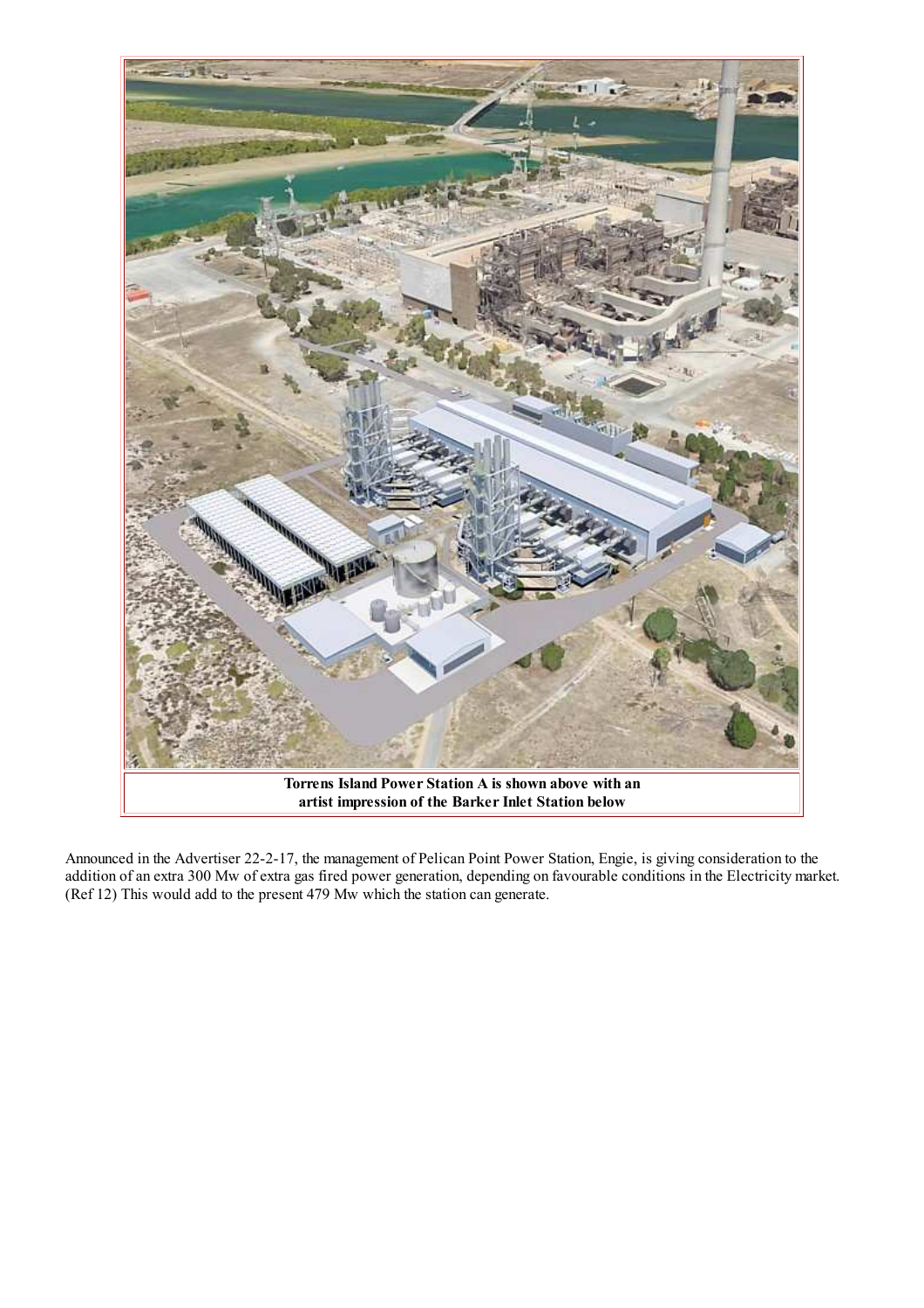**Torrens Island Power Station A is shown above with an artist impression of the Barker Inlet Station below**

Announced in the Advertiser 22-2-17, the management of Pelican Point Power Station, Engie, is giving consideration to the addition of an extra 300 Mw of extra gas fired power generation, depending on favourable conditions in the Electricity market. (Ref 12) This would add to the present 479 Mw which the station can generate.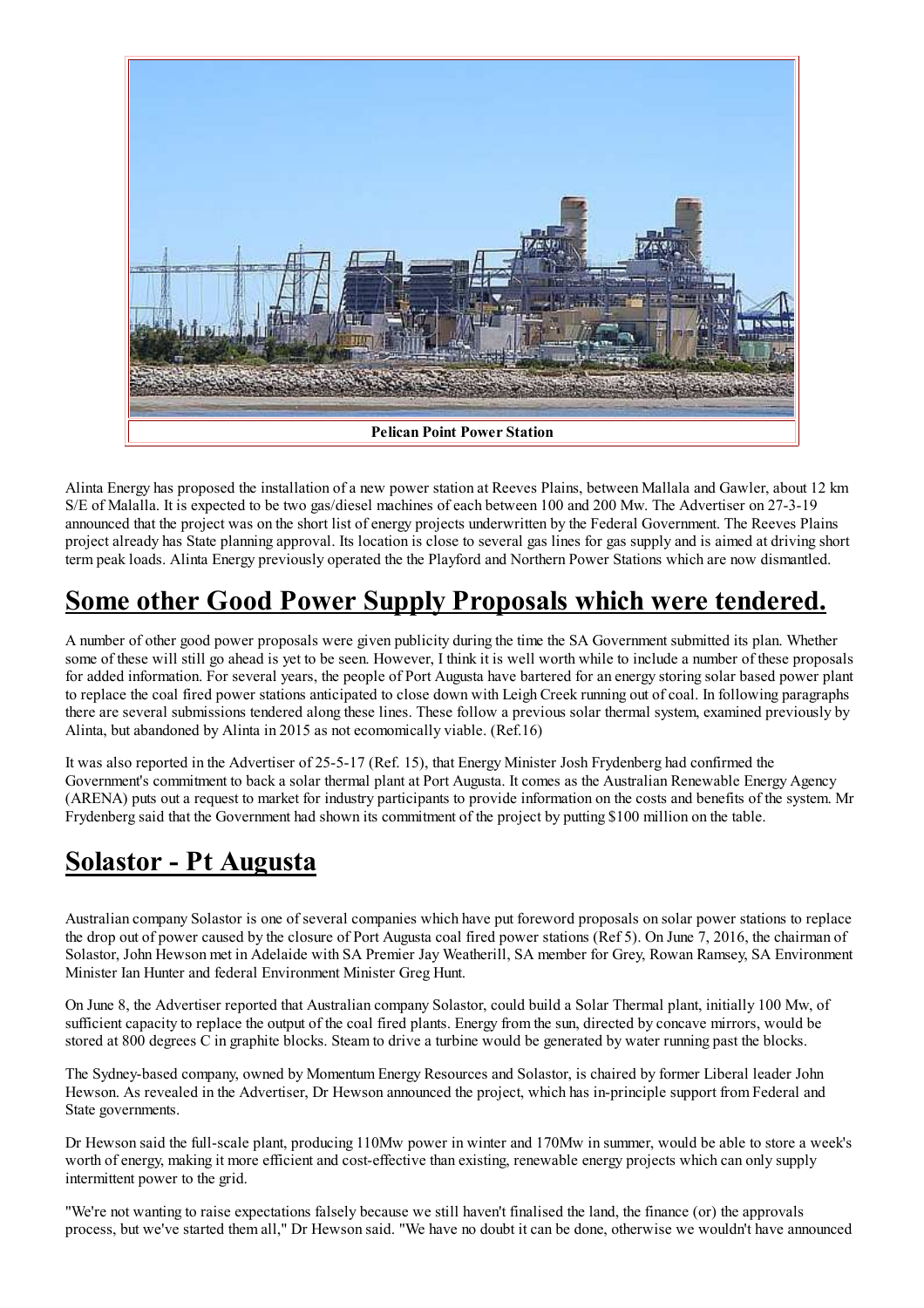Pelican Point Power Station

Alinta Energy has proposed the installation of a new power station at Reeves Plains, between Mallala and Gawler, about 12 km S/E of Malalla. It is expected to be two gas/diesel machines of each between 100 and 200 Mw. The Advertiser on 27-3-19 announced that the project was on the short list of energy projects underwritten by the Federal Government. The Reeves Plains project already has State planning approval. Its location is close to several gas lines for gas supply and is aimed at driving short term peak loads. Alinta Energy previously operated the the Playford and Northern Power Stations which are now dismantled.

## Some other Good Power Supply Proposals which were tendered.

A number of other good power proposals were given publicity during the time the SA Government submitted its plan. Whether some of these will still go ahead is yet to be seen. However, I think it is well worth while to include a number of these proposals for added information. For several years, the people of Port Augusta have bartered for an energy storing solar based power plant to replace the coal fired power stations anticipated to close down with Leigh Creek running out of coal. In following paragraphs there are several submissions tendered along these lines. These follow a previous solar thermal system, examined previously by Alinta, but abandoned by Alinta in 2015 as not ecomomically viable. (Ref.16)

It was also reported in the Advertiser of 25-5-17 (Ref. 15), that Energy Minister Josh Frydenberg had confirmed the Government's commitment to back a solar thermal plant at Port Augusta. It comes as the Australian Renewable Energy Agency (ARENA) puts out a request to market for industry participants to provide information on the costs and benefits of the system. Mr Frydenberg said that the Government had shown its commitment of the project by putting $100 million on the table.

## Solastor - Pt Augusta

Australian company Solastor is one of several companies which have put foreword proposals on solar power stations to replace the drop out of power caused by the closure of Port Augusta coal fired power stations (Ref 5). On June 7, 2016, the chairman of Solastor, John Hewson met in Adelaide with SA Premier Jay Weatherill, SA member for Grey, Rowan Ramsey, SA Environment Minister Ian Hunter and federal Environment Minister Greg Hunt.

On June 8, the Advertiser reported that Australian company Solastor, could build a Solar Thermal plant, initially 100 Mw, of sufficient capacity to replace the output of the coal fired plants. Energy from the sun, directed by concave mirrors, would be stored at 800 degrees C in graphite blocks. Steam to drive a turbine would be generated by water running past the blocks.

The Sydney-based company, owned by Momentum Energy Resources and Solastor, is chaired by former Liberal leader John Hewson. As revealed in the Advertiser, Dr Hewson announced the project, which has in-principle support from Federal and State governments.

Dr Hewson said the full-scale plant, producing 110Mw power in winter and 170Mw in summer, would be able to store a week's worth of energy, making it more efficient and cost-effective than existing, renewable energy projects which can only supply intermittent power to the grid.

"We're not wanting to raise expectations falsely because we still haven't finalised the land, the finance (or) the approvals process, but we've started them all," Dr Hewson said. "We have no doubt it can be done, otherwise we wouldn't have announced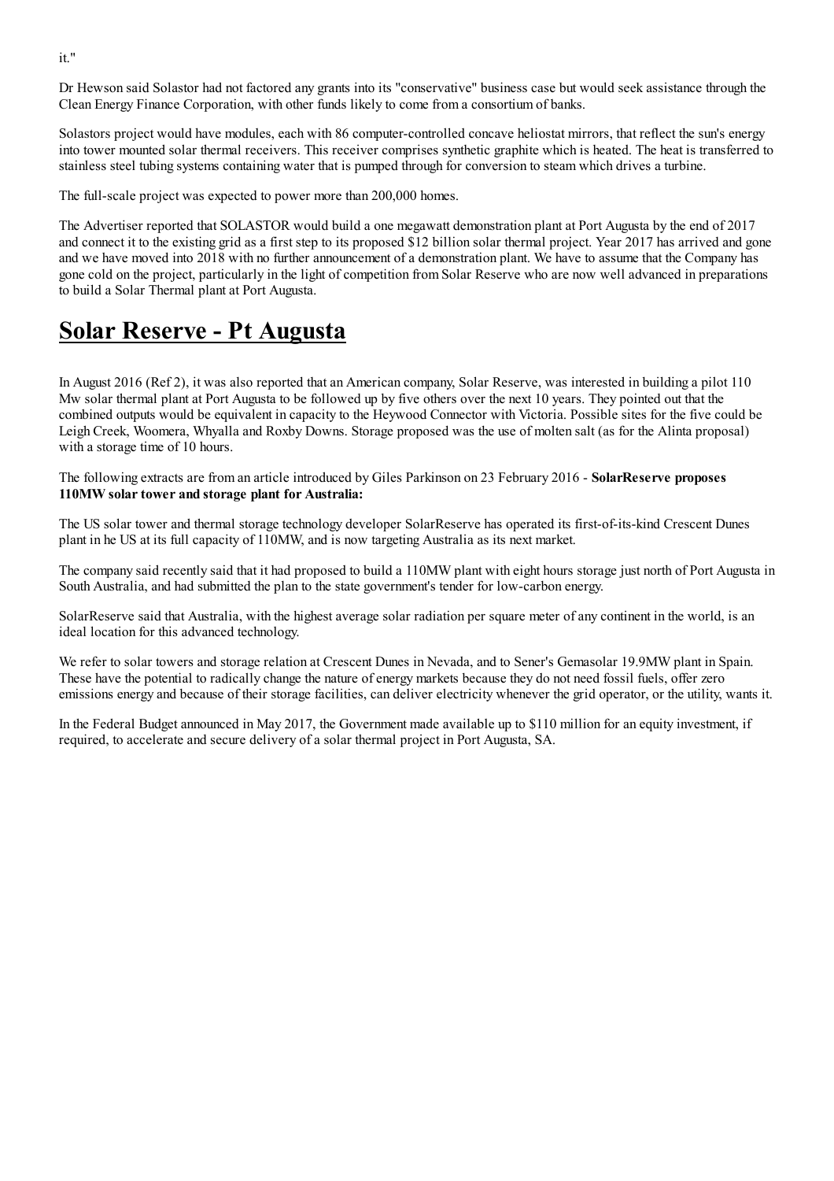it."

Dr Hewson said Solastor had not factored any grants into its "conservative" business case but would seek assistance through the Clean Energy Finance Corporation, with other funds likely to come from a consortium of banks.

Solastors project would have modules, each with 86 computer-controlled concave heliostat mirrors, that reflect the sun's energy into tower mounted solar thermal receivers. This receiver comprises synthetic graphite which is heated. The heat is transferred to stainless steel tubing systems containing water that is pumped through for conversion to steam which drives a turbine.

The full-scale project was expected to power more than 200,000 homes.

The Advertiser reported that SOLASTOR would build a one megawatt demonstration plant at Port Augusta by the end of 2017 and connect it to the existing grid as a first step to its proposed $12 billion solar thermal project. Year 2017 has arrived and gone and we have moved into 2018 with no further announcement of a demonstration plant. We have to assume that the Company has gone cold on the project, particularly in the light of competition from Solar Reserve who are now well advanced in preparations to build a Solar Thermal plant at Port Augusta.

## Solar Reserve - Pt Augusta

In August 2016 (Ref 2), it was also reported that an American company, Solar Reserve, was interested in building a pilot 110 Mw solar thermal plant at Port Augusta to be followed up by five others over the next 10 years. They pointed out that the combined outputs would be equivalent in capacity to the Heywood Connector with Victoria. Possible sites for the five could be Leigh Creek, Woomera, Whyalla and Roxby Downs. Storage proposed was the use of molten salt (as for the Alinta proposal) with a storage time of 10 hours.

The following extracts are from an article introduced by Giles Parkinson on 23 February 2016 - **SolarReserve proposes 110MW solar tower and storage plant for Australia:**

The US solar tower and thermal storage technology developer SolarReserve has operated its first-of-its-kind Crescent Dunes plant in he US at its full capacity of 110MW, and is now targeting Australia as its next market.

The company said recently said that it had proposed to build a 110MW plant with eight hours storage just north of Port Augusta in South Australia, and had submitted the plan to the state government's tender for low-carbon energy.

SolarReserve said that Australia, with the highest average solar radiation per square meter of any continent in the world, is an ideal location for this advanced technology.

We refer to solar towers and storage relation at Crescent Dunes in Nevada, and to Sener's Gemasolar 19.9MW plant in Spain. These have the potential to radically change the nature of energy markets because they do not need fossil fuels, offer zero emissions energy and because of their storage facilities, can deliver electricity whenever the grid operator, or the utility, wants it.

In the Federal Budget announced in May 2017, the Government made available up to $110 million for an equity investment, if required, to accelerate and secure delivery of a solar thermal project in Port Augusta, SA.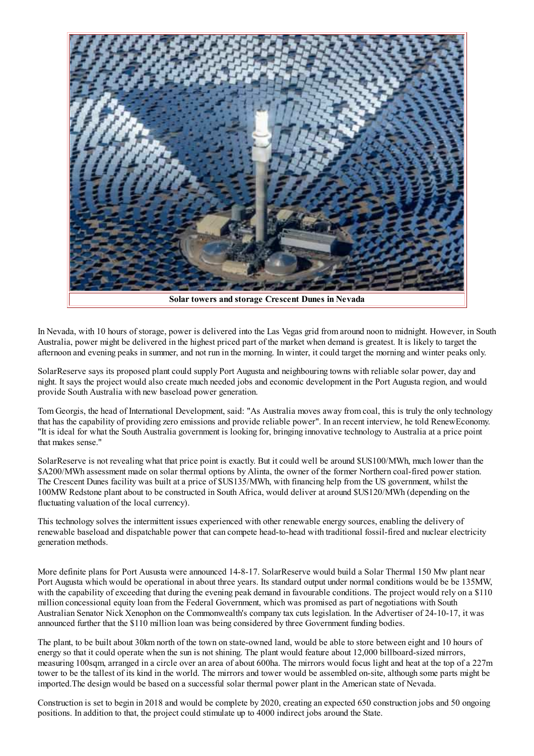**Solar towers and storage Crescent Dunes in Nevada**

In Nevada, with 10 hours of storage, power is delivered into the Las Vegas grid from around noon to midnight. However, in South Australia, power might be delivered in the highest priced part of the market when demand is greatest. It is likely to target the afternoon and evening peaks in summer, and not run in the morning. In winter, it could target the morning and winter peaks only.

SolarReserve says its proposed plant could supply Port Augusta and neighbouring towns with reliable solar power, day and night. It says the project would also create much needed jobs and economic development in the Port Augusta region, and would provide South Australia with new baseload power generation.

Tom Georgis, the head of International Development, said: "As Australia moves away from coal, this is truly the only technology that has the capability of providing zero emissions and provide reliable power". In an recent interview, he told RenewEconomy. "It is ideal for what the South Australia government is looking for, bringing innovative technology to Australia at a price point that makes sense."

SolarReserve is not revealing what that price point is exactly. But it could well be around $US100/MWh, much lower than the $A200/MWh assessment made on solar thermal options by Alinta, the owner of the former Northern coal-fired power station. The Crescent Dunes facility was built at a price of $US135/MWh, with financing help from the US government, whilst the 100MW Redstone plant about to be constructed in South Africa, would deliver at around $US120/MWh (depending on the fluctuating valuation of the local currency).

This technology solves the intermittent issues experienced with other renewable energy sources, enabling the delivery of renewable baseload and dispatchable power that can compete head-to-head with traditional fossil-fired and nuclear electricity generation methods.

More definite plans for Port Aususta were announced 14-8-17. SolarReserve would build a Solar Thermal 150 Mw plant near Port Augusta which would be operational in about three years. Its standard output under normal conditions would be be 135MW, with the capability of exceeding that during the evening peak demand in favourable conditions. The project would rely on a $110 million concessional equity loan from the Federal Government, which was promised as part of negotiations with South Australian Senator Nick Xenophon on the Commonwealth's company tax cuts legislation. In the Advertiser of 24-10-17, it was announced further that the $110 million loan was being considered by three Government funding bodies.

The plant, to be built about 30km north of the town on state-owned land, would be able to store between eight and 10 hours of energy so that it could operate when the sun is not shining. The plant would feature about 12,000 billboard-sized mirrors, measuring 100sqm, arranged in a circle over an area of about 600ha. The mirrors would focus light and heat at the top of a 227m tower to be the tallest of its kind in the world. The mirrors and tower would be assembled on-site, although some parts might be imported.The design would be based on a successful solar thermal power plant in the American state of Nevada.

Construction is set to begin in 2018 and would be complete by 2020, creating an expected 650 construction jobs and 50 ongoing positions. In addition to that, the project could stimulate up to 4000 indirect jobs around the State.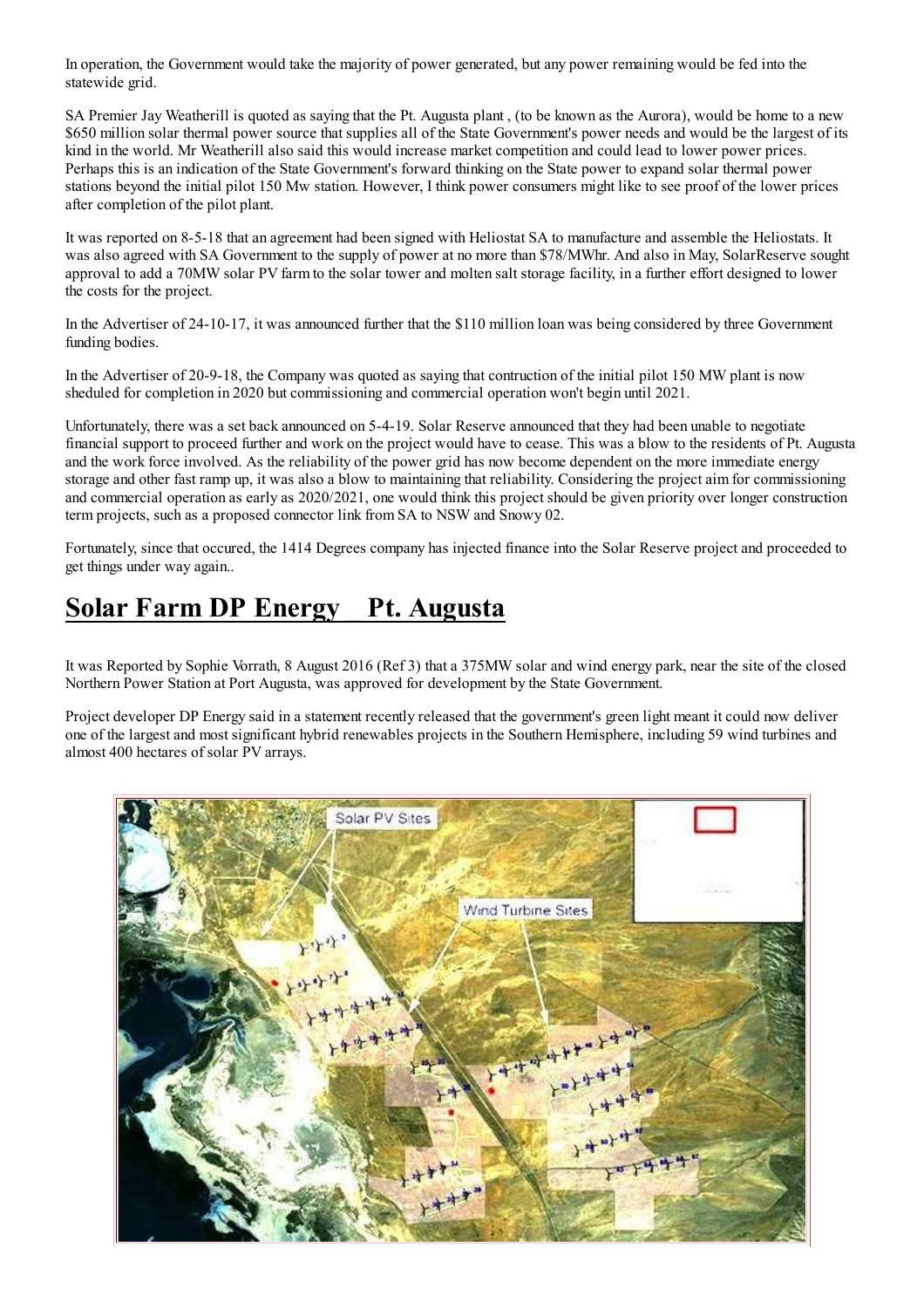In operation, the Government would take the majority of power generated, but any power remaining would be fed into the statewide grid.

SA Premier Jay Weatherill is quoted as saying that the Pt. Augusta plant , (to be known as the Aurora), would be home to a new \$650 million solar thermal power source that supplies all of the State Government's power needs and would be the largest of its kind in the world. Mr Weatherill also said this would increase market competition and could lead to lower power prices. Perhaps this is an indication of the State Government's forward thinking on the State power to expand solar thermal power stations beyond the initial pilot 150 Mw station. However, I think power consumers might like to see proof of the lower prices after completion of the pilot plant.

It was reported on 8-5-18 that an agreement had been signed with Heliostat SA to manufacture and assemble the Heliostats. It was also agreed with SA Government to the supply of power at no more than \$78/MWhr. And also in May, SolarReserve sought approval to add a 70MW solar PV farm to the solar tower and molten salt storage facility, in a further effort designed to lower the costs for the project.

In the Advertiser of 24-10-17, it was announced further that the \$110 million loan was being considered by three Government funding bodies.

In the Advertiser of 20-9-18, the Company was quoted as saying that contruction of the initial pilot 150 MW plant is now sheduled for completion in 2020 but commissioning and commercial operation won't begin until 2021.

Unfortunately, there was a set back announced on 5-4-19. Solar Reserve announced that they had been unable to negotiate financial support to proceed further and work on the project would have to cease. This was a blow to the residents of Pt. Augusta and the work force involved. As the reliability of the power grid has now become dependent on the more immediate energy storage and other fast ramp up, it was also a blow to maintaining that reliability. Considering the project aim for commissioning and commercial operation as early as 2020/2021, one would think this project should be given priority over longer construction term projects, such as a proposed connector link from SA to NSW and Snowy 02.

Fortunately, since that occured, the 1414 Degrees company has injected finance into the Solar Reserve project and proceeded to get things under way again..

## Solar Farm DP Energy    Pt. Augusta

It was Reported by Sophie Vorrath, 8 August 2016 (Ref 3) that a 375MW solar and wind energy park, near the site of the closed Northern Power Station at Port Augusta, was approved for development by the State Government.

Project developer DP Energy said in a statement recently released that the government's green light meant it could now deliver one of the largest and most significant hybrid renewables projects in the Southern Hemisphere, including 59 wind turbines and almost 400 hectares of solar PV arrays.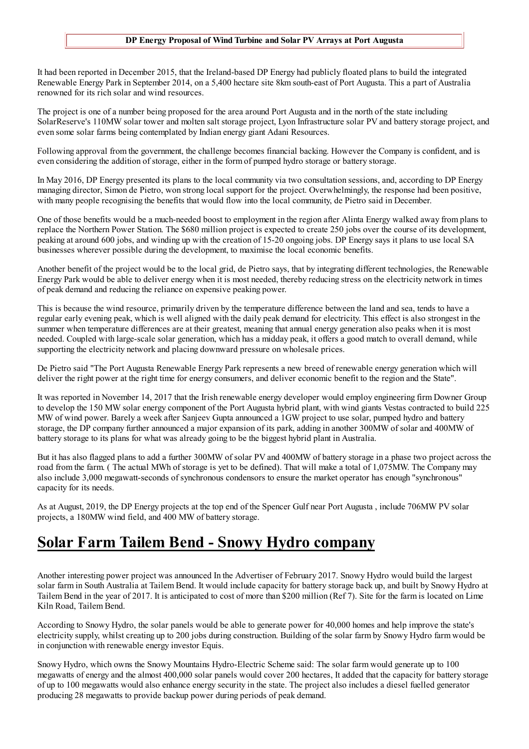**DP Energy Proposal of Wind Turbine and Solar PV Arrays at Port Augusta**

It had been reported in December 2015, that the Ireland-based DP Energy had publicly floated plans to build the integrated Renewable Energy Park in September 2014, on a 5,400 hectare site 8km south-east of Port Augusta. This a part of Australia renowned for its rich solar and wind resources.

The project is one of a number being proposed for the area around Port Augusta and in the north of the state including SolarReserve's 110MW solar tower and molten salt storage project, Lyon Infrastructure solar PV and battery storage project, and even some solar farms being contemplated by Indian energy giant Adani Resources.

Following approval from the government, the challenge becomes financial backing. However the Company is confident, and is even considering the addition of storage, either in the form of pumped hydro storage or battery storage.

In May 2016, DP Energy presented its plans to the local community via two consultation sessions, and, according to DP Energy managing director, Simon de Pietro, won strong local support for the project. Overwhelmingly, the response had been positive, with many people recognising the benefits that would flow into the local community, de Pietro said in December.

One of those benefits would be a much-needed boost to employment in the region after Alinta Energy walked away from plans to replace the Northern Power Station. The $680 million project is expected to create 250 jobs over the course of its development, peaking at around 600 jobs, and winding up with the creation of 15-20 ongoing jobs. DP Energy says it plans to use local SA businesses wherever possible during the development, to maximise the local economic benefits.

Another benefit of the project would be to the local grid, de Pietro says, that by integrating different technologies, the Renewable Energy Park would be able to deliver energy when it is most needed, thereby reducing stress on the electricity network in times of peak demand and reducing the reliance on expensive peaking power.

This is because the wind resource, primarily driven by the temperature difference between the land and sea, tends to have a regular early evening peak, which is well aligned with the daily peak demand for electricity. This effect is also strongest in the summer when temperature differences are at their greatest, meaning that annual energy generation also peaks when it is most needed. Coupled with large-scale solar generation, which has a midday peak, it offers a good match to overall demand, while supporting the electricity network and placing downward pressure on wholesale prices.

De Pietro said "The Port Augusta Renewable Energy Park represents a new breed of renewable energy generation which will deliver the right power at the right time for energy consumers, and deliver economic benefit to the region and the State".

It was reported in November 14, 2017 that the Irish renewable energy developer would employ engineering firm Downer Group to develop the 150 MW solar energy component of the Port Augusta hybrid plant, with wind giants Vestas contracted to build 225 MW of wind power. Barely a week after Sanjeev Gupta announced a 1GW project to use solar, pumped hydro and battery storage, the DP company further announced a major expansion of its park, adding in another 300MW of solar and 400MW of battery storage to its plans for what was already going to be the biggest hybrid plant in Australia.

But it has also flagged plans to add a further 300MW of solar PV and 400MW of battery storage in a phase two project across the road from the farm. ( The actual MWh of storage is yet to be defined). That will make a total of 1,075MW. The Company may also include 3,000 megawatt-seconds of synchronous condensors to ensure the market operator has enough "synchronous" capacity for its needs.

As at August, 2019, the DP Energy projects at the top end of the Spencer Gulf near Port Augusta , include 706MW PV solar projects, a 180MW wind field, and 400 MW of battery storage.

## Solar Farm Tailem Bend - Snowy Hydro company

Another interesting power project was announced In the Advertiser of February 2017. Snowy Hydro would build the largest solar farm in South Australia at Tailem Bend. It would include capacity for battery storage back up, and built by Snowy Hydro at Tailem Bend in the year of 2017. It is anticipated to cost of more than $200 million (Ref 7). Site for the farm is located on Lime Kiln Road, Tailem Bend.

According to Snowy Hydro, the solar panels would be able to generate power for 40,000 homes and help improve the state's electricity supply, whilst creating up to 200 jobs during construction. Building of the solar farm by Snowy Hydro farm would be in conjunction with renewable energy investor Equis.

Snowy Hydro, which owns the Snowy Mountains Hydro-Electric Scheme said: The solar farm would generate up to 100 megawatts of energy and the almost 400,000 solar panels would cover 200 hectares, It added that the capacity for battery storage of up to 100 megawatts would also enhance energy security in the state. The project also includes a diesel fuelled generator producing 28 megawatts to provide backup power during periods of peak demand.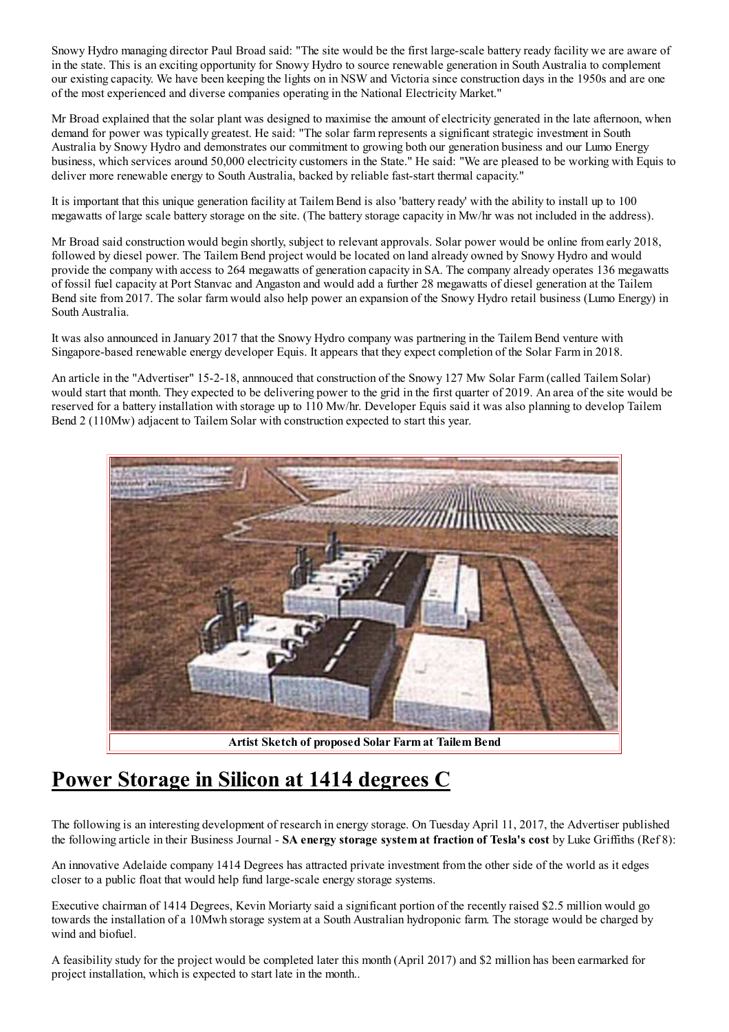Snowy Hydro managing director Paul Broad said: "The site would be the first large-scale battery ready facility we are aware of in the state. This is an exciting opportunity for Snowy Hydro to source renewable generation in South Australia to complement our existing capacity. We have been keeping the lights on in NSW and Victoria since construction days in the 1950s and are one of the most experienced and diverse companies operating in the National Electricity Market."

Mr Broad explained that the solar plant was designed to maximise the amount of electricity generated in the late afternoon, when demand for power was typically greatest. He said: "The solar farm represents a significant strategic investment in South Australia by Snowy Hydro and demonstrates our commitment to growing both our generation business and our Lumo Energy business, which services around 50,000 electricity customers in the State." He said: "We are pleased to be working with Equis to deliver more renewable energy to South Australia, backed by reliable fast-start thermal capacity."

It is important that this unique generation facility at Tailem Bend is also 'battery ready' with the ability to install up to 100 megawatts of large scale battery storage on the site. (The battery storage capacity in Mw/hr was not included in the address).

Mr Broad said construction would begin shortly, subject to relevant approvals. Solar power would be online from early 2018, followed by diesel power. The Tailem Bend project would be located on land already owned by Snowy Hydro and would provide the company with access to 264 megawatts of generation capacity in SA. The company already operates 136 megawatts of fossil fuel capacity at Port Stanvac and Angaston and would add a further 28 megawatts of diesel generation at the Tailem Bend site from 2017. The solar farm would also help power an expansion of the Snowy Hydro retail business (Lumo Energy) in South Australia.

It was also announced in January 2017 that the Snowy Hydro company was partnering in the Tailem Bend venture with Singapore-based renewable energy developer Equis. It appears that they expect completion of the Solar Farm in 2018.

An article in the "Advertiser" 15-2-18, annnouced that construction of the Snowy 127 Mw Solar Farm (called Tailem Solar) would start that month. They expected to be delivering power to the grid in the first quarter of 2019. An area of the site would be reserved for a battery installation with storage up to 110 Mw/hr. Developer Equis said it was also planning to develop Tailem Bend 2 (110Mw) adjacent to Tailem Solar with construction expected to start this year.

**Artist Sketch of proposed Solar Farm at Tailem Bend**

## Power Storage in Silicon at 1414 degrees C

The following is an interesting development of research in energy storage. On Tuesday April 11, 2017, the Advertiser published the following article in their Business Journal - **SA energy storage system at fraction of Tesla's cost** by Luke Griffiths (Ref 8):

An innovative Adelaide company 1414 Degrees has attracted private investment from the other side of the world as it edges closer to a public float that would help fund large-scale energy storage systems.

Executive chairman of 1414 Degrees, Kevin Moriarty said a significant portion of the recently raised $2.5 million would go towards the installation of a 10Mwh storage system at a South Australian hydroponic farm. The storage would be charged by wind and biofuel.

A feasibility study for the project would be completed later this month (April 2017) and $2 million has been earmarked for project installation, which is expected to start late in the month..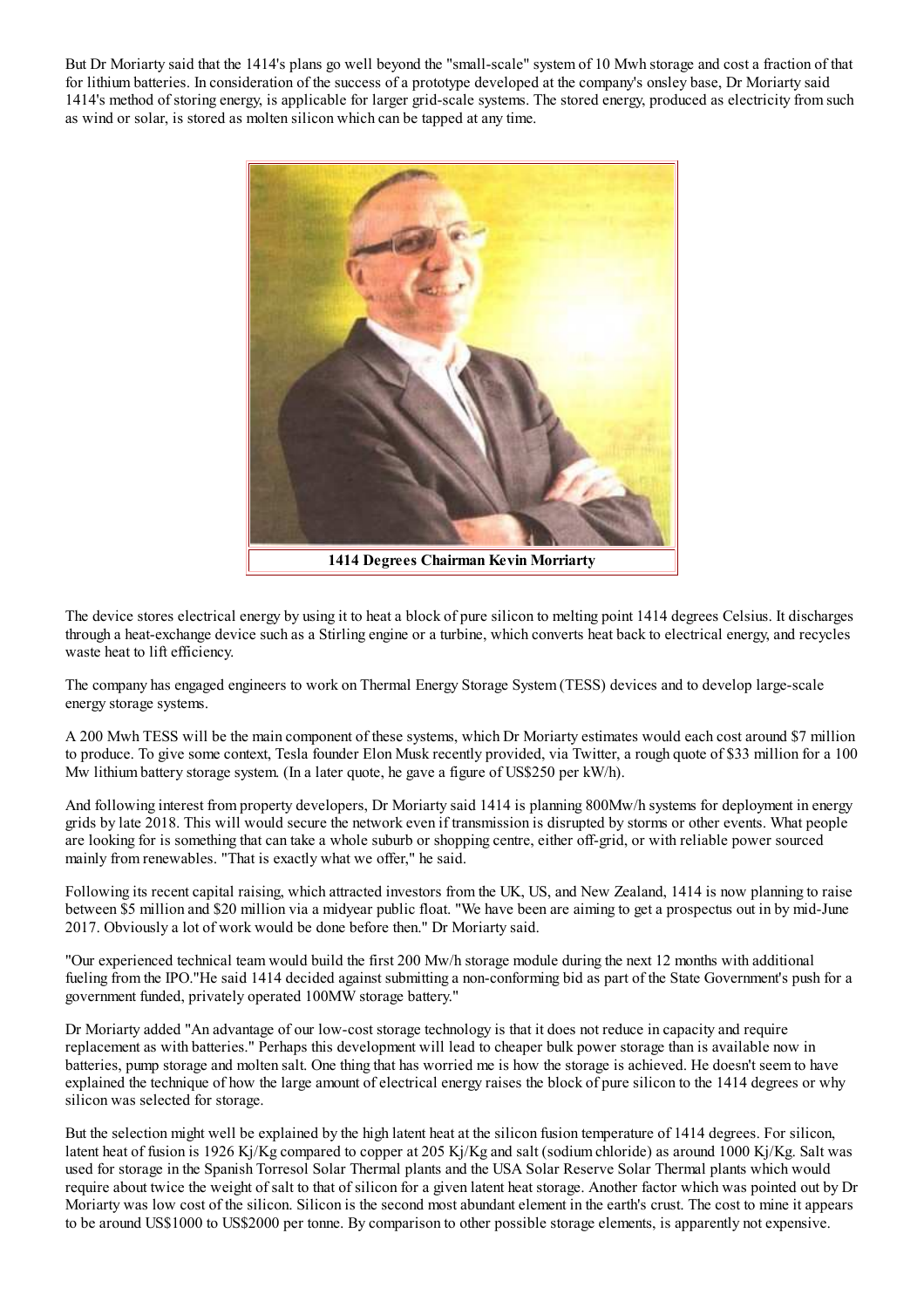But Dr Moriarty said that the 1414's plans go well beyond the "small-scale" system of 10 Mwh storage and cost a fraction of that for lithium batteries. In consideration of the success of a prototype developed at the company's onsley base, Dr Moriarty said 1414's method of storing energy, is applicable for larger grid-scale systems. The stored energy, produced as electricity from such as wind or solar, is stored as molten silicon which can be tapped at any time.

**1414 Degrees Chairman Kevin Morriarty**

The device stores electrical energy by using it to heat a block of pure silicon to melting point 1414 degrees Celsius. It discharges through a heat-exchange device such as a Stirling engine or a turbine, which converts heat back to electrical energy, and recycles waste heat to lift efficiency.

The company has engaged engineers to work on Thermal Energy Storage System (TESS) devices and to develop large-scale energy storage systems.

A 200 Mwh TESS will be the main component of these systems, which Dr Moriarty estimates would each cost around $7 million to produce. To give some context, Tesla founder Elon Musk recently provided, via Twitter, a rough quote of $33 million for a 100 Mw lithium battery storage system. (In a later quote, he gave a figure of US$250 per kW/h).

And following interest from property developers, Dr Moriarty said 1414 is planning 800Mw/h systems for deployment in energy grids by late 2018. This will would secure the network even if transmission is disrupted by storms or other events. What people are looking for is something that can take a whole suburb or shopping centre, either off-grid, or with reliable power sourced mainly from renewables. "That is exactly what we offer," he said.

Following its recent capital raising, which attracted investors from the UK, US, and New Zealand, 1414 is now planning to raise between $5 million and $20 million via a midyear public float. "We have been are aiming to get a prospectus out in by mid-June 2017. Obviously a lot of work would be done before then." Dr Moriarty said.

"Our experienced technical team would build the first 200 Mw/h storage module during the next 12 months with additional fueling from the IPO."He said 1414 decided against submitting a non-conforming bid as part of the State Government's push for a government funded, privately operated 100MW storage battery."

Dr Moriarty added "An advantage of our low-cost storage technology is that it does not reduce in capacity and require replacement as with batteries." Perhaps this development will lead to cheaper bulk power storage than is available now in batteries, pump storage and molten salt. One thing that has worried me is how the storage is achieved. He doesn't seem to have explained the technique of how the large amount of electrical energy raises the block of pure silicon to the 1414 degrees or why silicon was selected for storage.

But the selection might well be explained by the high latent heat at the silicon fusion temperature of 1414 degrees. For silicon, latent heat of fusion is 1926 Kj/Kg compared to copper at 205 Kj/Kg and salt (sodium chloride) as around 1000 Kj/Kg. Salt was used for storage in the Spanish Torresol Solar Thermal plants and the USA Solar Reserve Solar Thermal plants which would require about twice the weight of salt to that of silicon for a given latent heat storage. Another factor which was pointed out by Dr Moriarty was low cost of the silicon. Silicon is the second most abundant element in the earth's crust. The cost to mine it appears to be around US$1000 to US$2000 per tonne. By comparison to other possible storage elements, is apparently not expensive.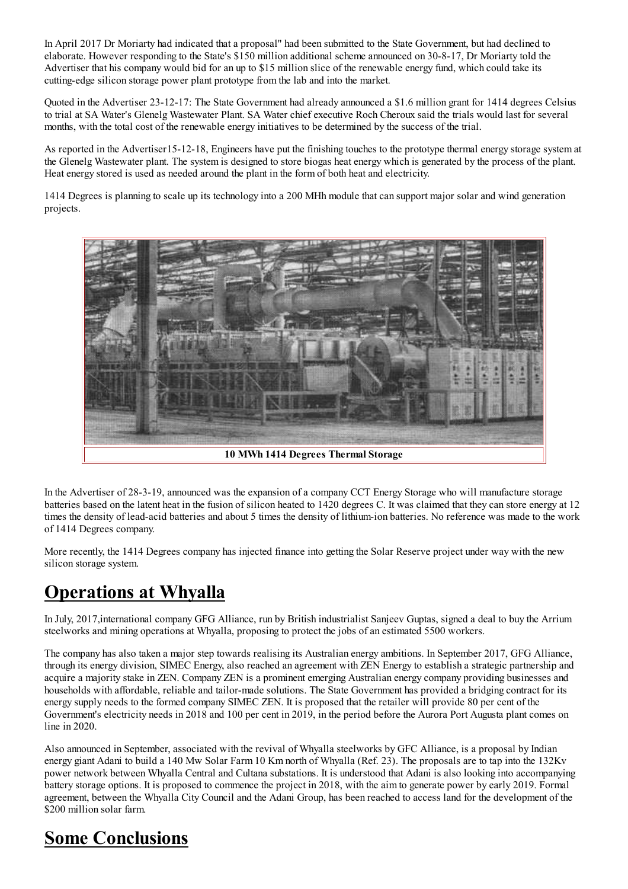In April 2017 Dr Moriarty had indicated that a proposal" had been submitted to the State Government, but had declined to elaborate. However responding to the State's $150 million additional scheme announced on 30-8-17, Dr Moriarty told the Advertiser that his company would bid for an up to $15 million slice of the renewable energy fund, which could take its cutting-edge silicon storage power plant prototype from the lab and into the market.

Quoted in the Advertiser 23-12-17: The State Government had already announced a $1.6 million grant for 1414 degrees Celsius to trial at SA Water's Glenelg Wastewater Plant. SA Water chief executive Roch Cheroux said the trials would last for several months, with the total cost of the renewable energy initiatives to be determined by the success of the trial.

As reported in the Advertiser15-12-18, Engineers have put the finishing touches to the prototype thermal energy storage system at the Glenelg Wastewater plant. The system is designed to store biogas heat energy which is generated by the process of the plant. Heat energy stored is used as needed around the plant in the form of both heat and electricity.

1414 Degrees is planning to scale up its technology into a 200 MHh module that can support major solar and wind generation projects.

**10 MWh 1414 Degrees Thermal Storage**

In the Advertiser of 28-3-19, announced was the expansion of a company CCT Energy Storage who will manufacture storage batteries based on the latent heat in the fusion of silicon heated to 1420 degrees C. It was claimed that they can store energy at 12 times the density of lead-acid batteries and about 5 times the density of lithium-ion batteries. No reference was made to the work of 1414 Degrees company.

More recently, the 1414 Degrees company has injected finance into getting the Solar Reserve project under way with the new silicon storage system.

# Operations at Whyalla

In July, 2017,international company GFG Alliance, run by British industrialist Sanjeev Guptas, signed a deal to buy the Arrium steelworks and mining operations at Whyalla, proposing to protect the jobs of an estimated 5500 workers.

The company has also taken a major step towards realising its Australian energy ambitions. In September 2017, GFG Alliance, through its energy division, SIMEC Energy, also reached an agreement with ZEN Energy to establish a strategic partnership and acquire a majority stake in ZEN. Company ZEN is a prominent emerging Australian energy company providing businesses and households with affordable, reliable and tailor-made solutions. The State Government has provided a bridging contract for its energy supply needs to the formed company SIMEC ZEN. It is proposed that the retailer will provide 80 per cent of the Government's electricity needs in 2018 and 100 per cent in 2019, in the period before the Aurora Port Augusta plant comes on line in 2020.

Also announced in September, associated with the revival of Whyalla steelworks by GFC Alliance, is a proposal by Indian energy giant Adani to build a 140 Mw Solar Farm 10 Km north of Whyalla (Ref. 23). The proposals are to tap into the 132Kv power network between Whyalla Central and Cultana substations. It is understood that Adani is also looking into accompanying battery storage options. It is proposed to commence the project in 2018, with the aim to generate power by early 2019. Formal agreement, between the Whyalla City Council and the Adani Group, has been reached to access land for the development of the $200 million solar farm.

# Some Conclusions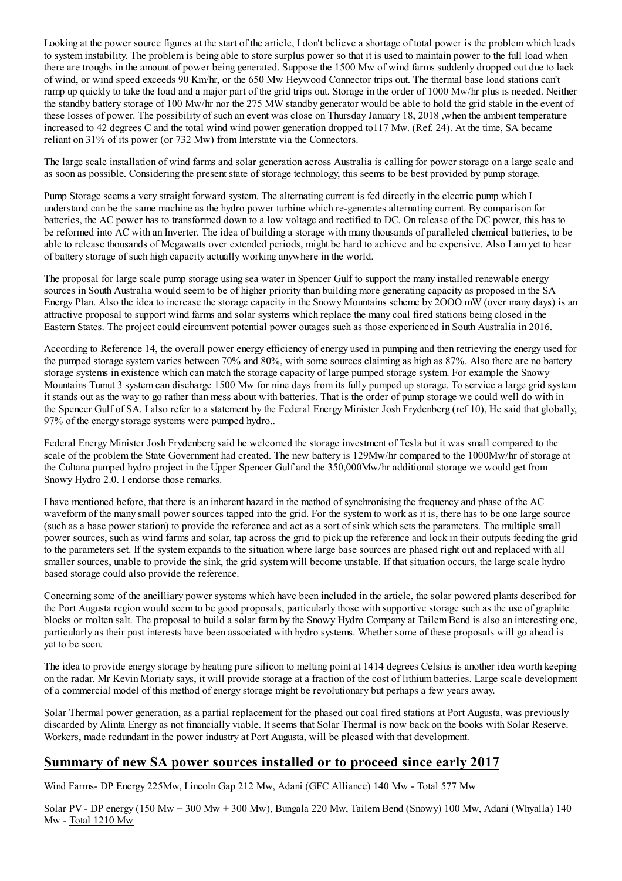Looking at the power source figures at the start of the article, I don't believe a shortage of total power is the problem which leads to system instability. The problem is being able to store surplus power so that it is used to maintain power to the full load when there are troughs in the amount of power being generated. Suppose the 1500 Mw of wind farms suddenly dropped out due to lack of wind, or wind speed exceeds 90 Km/hr, or the 650 Mw Heywood Connector trips out. The thermal base load stations can't ramp up quickly to take the load and a major part of the grid trips out. Storage in the order of 1000 Mw/hr plus is needed. Neither the standby battery storage of 100 Mw/hr nor the 275 MW standby generator would be able to hold the grid stable in the event of these losses of power. The possibility of such an event was close on Thursday January 18, 2018 ,when the ambient temperature increased to 42 degrees C and the total wind wind power generation dropped to117 Mw. (Ref. 24). At the time, SA became reliant on 31% of its power (or 732 Mw) from Interstate via the Connectors.

The large scale installation of wind farms and solar generation across Australia is calling for power storage on a large scale and as soon as possible. Considering the present state of storage technology, this seems to be best provided by pump storage.

Pump Storage seems a very straight forward system. The alternating current is fed directly in the electric pump which I understand can be the same machine as the hydro power turbine which re-generates alternating current. By comparison for batteries, the AC power has to transformed down to a low voltage and rectified to DC. On release of the DC power, this has to be reformed into AC with an Inverter. The idea of building a storage with many thousands of paralleled chemical batteries, to be able to release thousands of Megawatts over extended periods, might be hard to achieve and be expensive. Also I am yet to hear of battery storage of such high capacity actually working anywhere in the world.

The proposal for large scale pump storage using sea water in Spencer Gulf to support the many installed renewable energy sources in South Australia would seem to be of higher priority than building more generating capacity as proposed in the SA Energy Plan. Also the idea to increase the storage capacity in the Snowy Mountains scheme by 2OOO mW (over many days) is an attractive proposal to support wind farms and solar systems which replace the many coal fired stations being closed in the Eastern States. The project could circumvent potential power outages such as those experienced in South Australia in 2016.

According to Reference 14, the overall power energy efficiency of energy used in pumping and then retrieving the energy used for the pumped storage system varies between 70% and 80%, with some sources claiming as high as 87%. Also there are no battery storage systems in existence which can match the storage capacity of large pumped storage system. For example the Snowy Mountains Tumut 3 system can discharge 1500 Mw for nine days from its fully pumped up storage. To service a large grid system it stands out as the way to go rather than mess about with batteries. That is the order of pump storage we could well do with in the Spencer Gulf of SA. I also refer to a statement by the Federal Energy Minister Josh Frydenberg (ref 10), He said that globally, 97% of the energy storage systems were pumped hydro..

Federal Energy Minister Josh Frydenberg said he welcomed the storage investment of Tesla but it was small compared to the scale of the problem the State Government had created. The new battery is 129Mw/hr compared to the 1000Mw/hr of storage at the Cultana pumped hydro project in the Upper Spencer Gulf and the 350,000Mw/hr additional storage we would get from Snowy Hydro 2.0. I endorse those remarks.

I have mentioned before, that there is an inherent hazard in the method of synchronising the frequency and phase of the AC waveform of the many small power sources tapped into the grid. For the system to work as it is, there has to be one large source (such as a base power station) to provide the reference and act as a sort of sink which sets the parameters. The multiple small power sources, such as wind farms and solar, tap across the grid to pick up the reference and lock in their outputs feeding the grid to the parameters set. If the system expands to the situation where large base sources are phased right out and replaced with all smaller sources, unable to provide the sink, the grid system will become unstable. If that situation occurs, the large scale hydro based storage could also provide the reference.

Concerning some of the ancilliary power systems which have been included in the article, the solar powered plants described for the Port Augusta region would seem to be good proposals, particularly those with supportive storage such as the use of graphite blocks or molten salt. The proposal to build a solar farm by the Snowy Hydro Company at Tailem Bend is also an interesting one, particularly as their past interests have been associated with hydro systems. Whether some of these proposals will go ahead is yet to be seen.

The idea to provide energy storage by heating pure silicon to melting point at 1414 degrees Celsius is another idea worth keeping on the radar. Mr Kevin Moriaty says, it will provide storage at a fraction of the cost of lithium batteries. Large scale development of a commercial model of this method of energy storage might be revolutionary but perhaps a few years away.

Solar Thermal power generation, as a partial replacement for the phased out coal fired stations at Port Augusta, was previously discarded by Alinta Energy as not financially viable. It seems that Solar Thermal is now back on the books with Solar Reserve. Workers, made redundant in the power industry at Port Augusta, will be pleased with that development.

## Summary of new SA power sources installed or to proceed since early 2017

Wind Farms- DP Energy 225Mw, Lincoln Gap 212 Mw, Adani (GFC Alliance) 140 Mw - Total 577 Mw

Solar PV - DP energy (150 Mw + 300 Mw + 300 Mw), Bungala 220 Mw, Tailem Bend (Snowy) 100 Mw, Adani (Whyalla) 140 Mw - Total 1210 Mw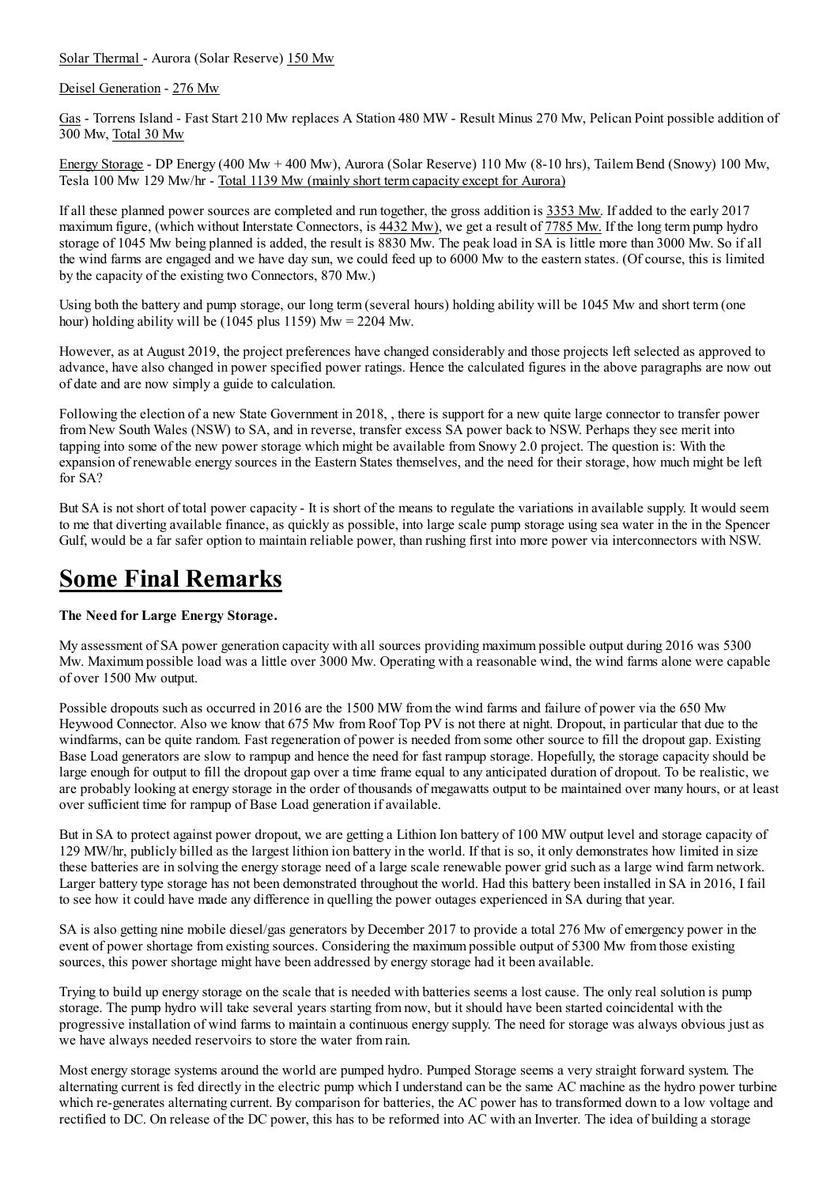Solar Thermal - Aurora (Solar Reserve) 150 Mw

Deisel Generation - 276 Mw

Gas - Torrens Island - Fast Start 210 Mw replaces A Station 480 MW - Result Minus 270 Mw, Pelican Point possible addition of 300 Mw, Total 30 Mw

Energy Storage - DP Energy (400 Mw + 400 Mw), Aurora (Solar Reserve) 110 Mw (8-10 hrs), Tailem Bend (Snowy) 100 Mw, Tesla 100 Mw 129 Mw/hr - Total 1139 Mw (mainly short term capacity except for Aurora)

If all these planned power sources are completed and run together, the gross addition is 3353 Mw. If added to the early 2017 maximum figure, (which without Interstate Connectors, is 4432 Mw), we get a result of 7785 Mw. If the long term pump hydro storage of 1045 Mw being planned is added, the result is 8830 Mw. The peak load in SA is little more than 3000 Mw. So if all the wind farms are engaged and we have day sun, we could feed up to 6000 Mw to the eastern states. (Of course, this is limited by the capacity of the existing two Connectors, 870 Mw.)

Using both the battery and pump storage, our long term (several hours) holding ability will be 1045 Mw and short term (one hour) holding ability will be (1045 plus 1159) Mw = 2204 Mw.

However, as at August 2019, the project preferences have changed considerably and those projects left selected as approved to advance, have also changed in power specified power ratings. Hence the calculated figures in the above paragraphs are now out of date and are now simply a guide to calculation.

Following the election of a new State Government in 2018, , there is support for a new quite large connector to transfer power from New South Wales (NSW) to SA, and in reverse, transfer excess SA power back to NSW. Perhaps they see merit into tapping into some of the new power storage which might be available from Snowy 2.0 project. The question is: With the expansion of renewable energy sources in the Eastern States themselves, and the need for their storage, how much might be left for SA?

But SA is not short of total power capacity - It is short of the means to regulate the variations in available supply. It would seem to me that diverting available finance, as quickly as possible, into large scale pump storage using sea water in the in the Spencer Gulf, would be a far safer option to maintain reliable power, than rushing first into more power via interconnectors with NSW.

# Some Final Remarks

**The Need for Large Energy Storage.**

My assessment of SA power generation capacity with all sources providing maximum possible output during 2016 was 5300 Mw. Maximum possible load was a little over 3000 Mw. Operating with a reasonable wind, the wind farms alone were capable of over 1500 Mw output.

Possible dropouts such as occurred in 2016 are the 1500 MW from the wind farms and failure of power via the 650 Mw Heywood Connector. Also we know that 675 Mw from Roof Top PV is not there at night. Dropout, in particular that due to the windfarms, can be quite random. Fast regeneration of power is needed from some other source to fill the dropout gap. Existing Base Load generators are slow to rampup and hence the need for fast rampup storage. Hopefully, the storage capacity should be large enough for output to fill the dropout gap over a time frame equal to any anticipated duration of dropout. To be realistic, we are probably looking at energy storage in the order of thousands of megawatts output to be maintained over many hours, or at least over sufficient time for rampup of Base Load generation if available.

But in SA to protect against power dropout, we are getting a Lithion Ion battery of 100 MW output level and storage capacity of 129 MW/hr, publicly billed as the largest lithion ion battery in the world. If that is so, it only demonstrates how limited in size these batteries are in solving the energy storage need of a large scale renewable power grid such as a large wind farm network. Larger battery type storage has not been demonstrated throughout the world. Had this battery been installed in SA in 2016, I fail to see how it could have made any difference in quelling the power outages experienced in SA during that year.

SA is also getting nine mobile diesel/gas generators by December 2017 to provide a total 276 Mw of emergency power in the event of power shortage from existing sources. Considering the maximum possible output of 5300 Mw from those existing sources, this power shortage might have been addressed by energy storage had it been available.

Trying to build up energy storage on the scale that is needed with batteries seems a lost cause. The only real solution is pump storage. The pump hydro will take several years starting from now, but it should have been started coincidental with the progressive installation of wind farms to maintain a continuous energy supply. The need for storage was always obvious just as we have always needed reservoirs to store the water from rain.

Most energy storage systems around the world are pumped hydro. Pumped Storage seems a very straight forward system. The alternating current is fed directly in the electric pump which I understand can be the same AC machine as the hydro power turbine which re-generates alternating current. By comparison for batteries, the AC power has to transformed down to a low voltage and rectified to DC. On release of the DC power, this has to be reformed into AC with an Inverter. The idea of building a storage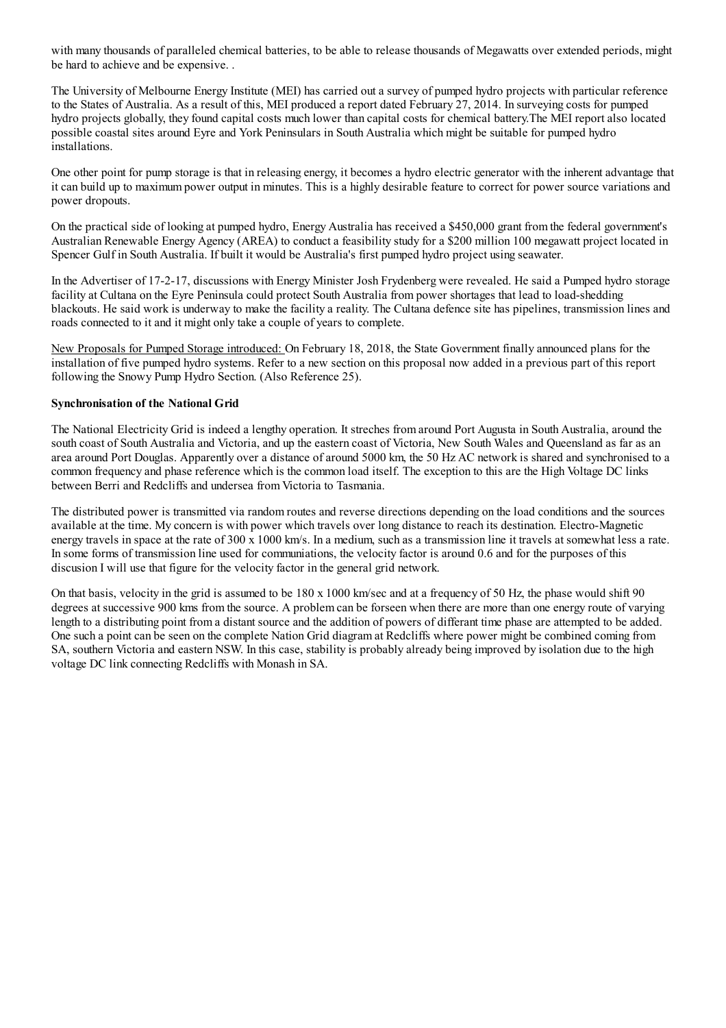with many thousands of paralleled chemical batteries, to be able to release thousands of Megawatts over extended periods, might be hard to achieve and be expensive. .

The University of Melbourne Energy Institute (MEI) has carried out a survey of pumped hydro projects with particular reference to the States of Australia. As a result of this, MEI produced a report dated February 27, 2014. In surveying costs for pumped hydro projects globally, they found capital costs much lower than capital costs for chemical battery.The MEI report also located possible coastal sites around Eyre and York Peninsulars in South Australia which might be suitable for pumped hydro installations.

One other point for pump storage is that in releasing energy, it becomes a hydro electric generator with the inherent advantage that it can build up to maximum power output in minutes. This is a highly desirable feature to correct for power source variations and power dropouts.

On the practical side of looking at pumped hydro, Energy Australia has received a $450,000 grant from the federal government's Australian Renewable Energy Agency (AREA) to conduct a feasibility study for a $200 million 100 megawatt project located in Spencer Gulf in South Australia. If built it would be Australia's first pumped hydro project using seawater.

In the Advertiser of 17-2-17, discussions with Energy Minister Josh Frydenberg were revealed. He said a Pumped hydro storage facility at Cultana on the Eyre Peninsula could protect South Australia from power shortages that lead to load-shedding blackouts. He said work is underway to make the facility a reality. The Cultana defence site has pipelines, transmission lines and roads connected to it and it might only take a couple of years to complete.

New Proposals for Pumped Storage introduced: On February 18, 2018, the State Government finally announced plans for the installation of five pumped hydro systems. Refer to a new section on this proposal now added in a previous part of this report following the Snowy Pump Hydro Section. (Also Reference 25).

**Synchronisation of the National Grid**

The National Electricity Grid is indeed a lengthy operation. It streches from around Port Augusta in South Australia, around the south coast of South Australia and Victoria, and up the eastern coast of Victoria, New South Wales and Queensland as far as an area around Port Douglas. Apparently over a distance of around 5000 km, the 50 Hz AC network is shared and synchronised to a common frequency and phase reference which is the common load itself. The exception to this are the High Voltage DC links between Berri and Redcliffs and undersea from Victoria to Tasmania.

The distributed power is transmitted via random routes and reverse directions depending on the load conditions and the sources available at the time. My concern is with power which travels over long distance to reach its destination. Electro-Magnetic energy travels in space at the rate of 300 x 1000 km/s. In a medium, such as a transmission line it travels at somewhat less a rate. In some forms of transmission line used for communiations, the velocity factor is around 0.6 and for the purposes of this discusion I will use that figure for the velocity factor in the general grid network.

On that basis, velocity in the grid is assumed to be 180 x 1000 km/sec and at a frequency of 50 Hz, the phase would shift 90 degrees at successive 900 kms from the source. A problem can be forseen when there are more than one energy route of varying length to a distributing point from a distant source and the addition of powers of differant time phase are attempted to be added. One such a point can be seen on the complete Nation Grid diagram at Redcliffs where power might be combined coming from SA, southern Victoria and eastern NSW. In this case, stability is probably already being improved by isolation due to the high voltage DC link connecting Redcliffs with Monash in SA.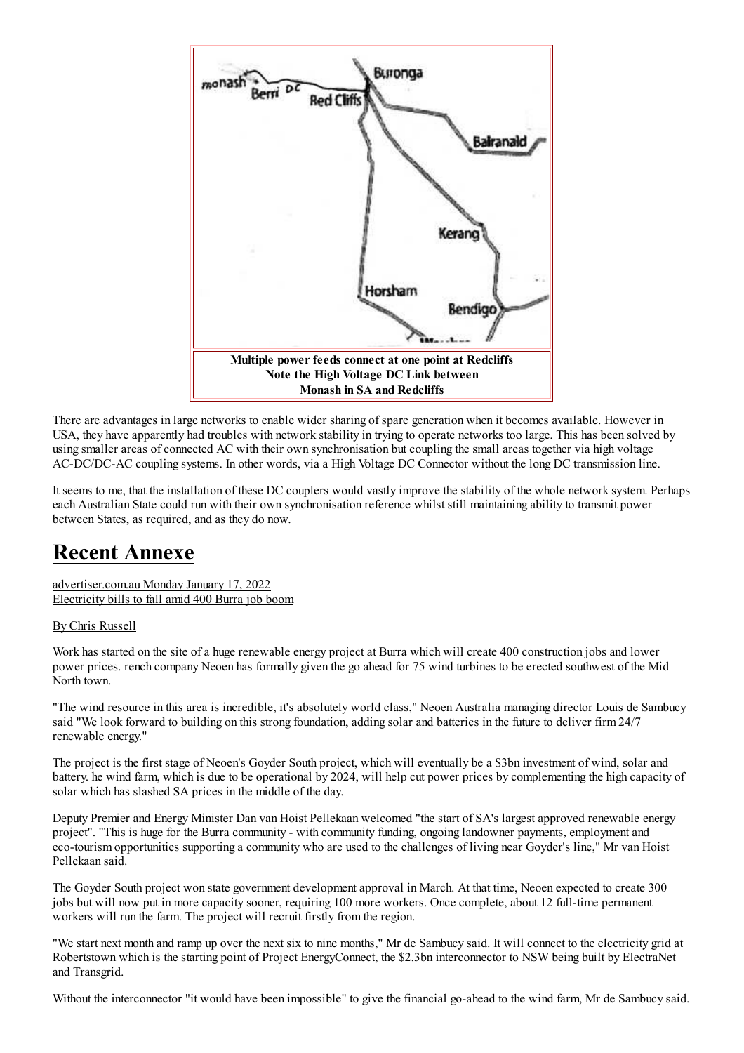Multiple power feeds connect at one point at Redcliffs
Note the High Voltage DC Link between
Monash in SA and Redcliffs

There are advantages in large networks to enable wider sharing of spare generation when it becomes available. However in USA, they have apparently had troubles with network stability in trying to operate networks too large. This has been solved by using smaller areas of connected AC with their own synchronisation but coupling the small areas together via high voltage AC-DC/DC-AC coupling systems. In other words, via a High Voltage DC Connector without the long DC transmission line.

It seems to me, that the installation of these DC couplers would vastly improve the stability of the whole network system. Perhaps each Australian State could run with their own synchronisation reference whilst still maintaining ability to transmit power between States, as required, and as they do now.

# Recent Annexe

advertiser.com.au Monday January 17, 2022
Electricity bills to fall amid 400 Burra job boom

By Chris Russell

Work has started on the site of a huge renewable energy project at Burra which will create 400 construction jobs and lower power prices. rench company Neoen has formally given the go ahead for 75 wind turbines to be erected southwest of the Mid North town.

"The wind resource in this area is incredible, it's absolutely world class," Neoen Australia managing director Louis de Sambucy said "We look forward to building on this strong foundation, adding solar and batteries in the future to deliver firm 24/7 renewable energy."

The project is the first stage of Neoen's Goyder South project, which will eventually be a \$3bn investment of wind, solar and battery. he wind farm, which is due to be operational by 2024, will help cut power prices by complementing the high capacity of solar which has slashed SA prices in the middle of the day.

Deputy Premier and Energy Minister Dan van Hoist Pellekaan welcomed "the start of SA's largest approved renewable energy project". "This is huge for the Burra community - with community funding, ongoing landowner payments, employment and eco-tourism opportunities supporting a community who are used to the challenges of living near Goyder's line," Mr van Hoist Pellekaan said.

The Goyder South project won state government development approval in March. At that time, Neoen expected to create 300 jobs but will now put in more capacity sooner, requiring 100 more workers. Once complete, about 12 full-time permanent workers will run the farm. The project will recruit firstly from the region.

"We start next month and ramp up over the next six to nine months," Mr de Sambucy said. It will connect to the electricity grid at Robertstown which is the starting point of Project EnergyConnect, the \$2.3bn interconnector to NSW being built by ElectraNet and Transgrid.

Without the interconnector "it would have been impossible" to give the financial go-ahead to the wind farm, Mr de Sambucy said.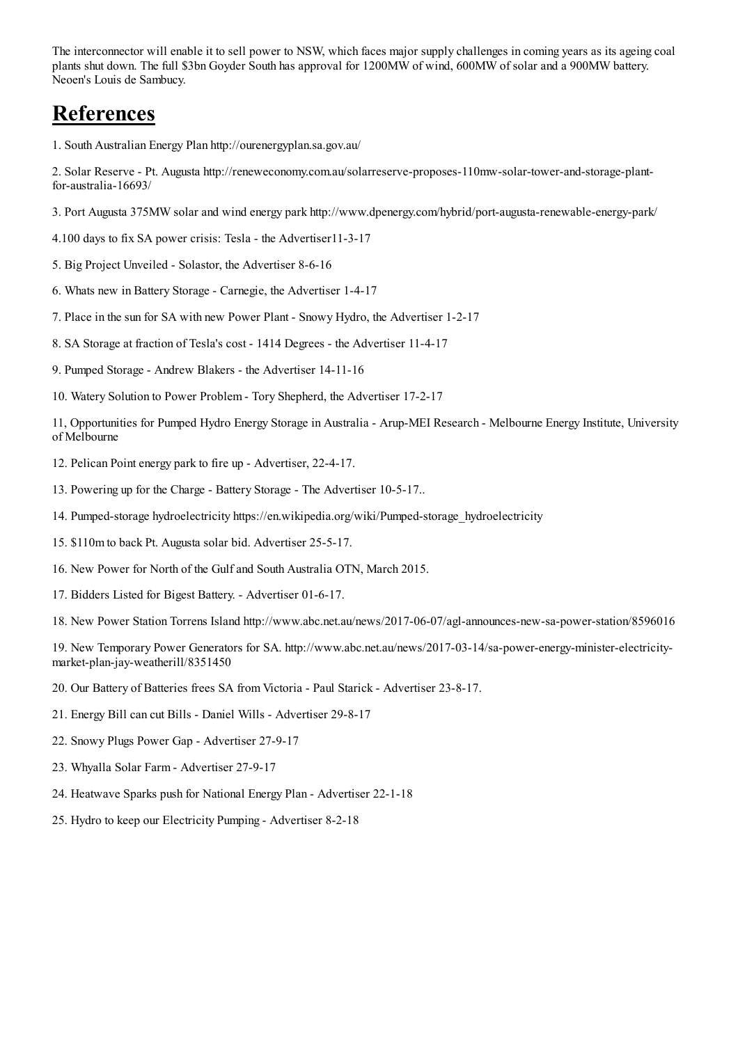The interconnector will enable it to sell power to NSW, which faces major supply challenges in coming years as its ageing coal plants shut down. The full $3bn Goyder South has approval for 1200MW of wind, 600MW of solar and a 900MW battery. Neoen's Louis de Sambucy.

# References

1. South Australian Energy Plan http://ourenergyplan.sa.gov.au/

2. Solar Reserve - Pt. Augusta http://reneweconomy.com.au/solarreserve-proposes-110mw-solar-tower-and-storage-plant-for-australia-16693/

3. Port Augusta 375MW solar and wind energy park http://www.dpenergy.com/hybrid/port-augusta-renewable-energy-park/

4.100 days to fix SA power crisis: Tesla - the Advertiser11-3-17

5. Big Project Unveiled - Solastor, the Advertiser 8-6-16

6. Whats new in Battery Storage - Carnegie, the Advertiser 1-4-17

7. Place in the sun for SA with new Power Plant - Snowy Hydro, the Advertiser 1-2-17

8. SA Storage at fraction of Tesla's cost - 1414 Degrees - the Advertiser 11-4-17

9. Pumped Storage - Andrew Blakers - the Advertiser 14-11-16

10. Watery Solution to Power Problem - Tory Shepherd, the Advertiser 17-2-17

11, Opportunities for Pumped Hydro Energy Storage in Australia - Arup-MEI Research - Melbourne Energy Institute, University of Melbourne

12. Pelican Point energy park to fire up - Advertiser, 22-4-17.

13. Powering up for the Charge - Battery Storage - The Advertiser 10-5-17..

14. Pumped-storage hydroelectricity https://en.wikipedia.org/wiki/Pumped-storage_hydroelectricity

15. $110m to back Pt. Augusta solar bid. Advertiser 25-5-17.

16. New Power for North of the Gulf and South Australia OTN, March 2015.

17. Bidders Listed for Bigest Battery. - Advertiser 01-6-17.

18. New Power Station Torrens Island http://www.abc.net.au/news/2017-06-07/agl-announces-new-sa-power-station/8596016

19. New Temporary Power Generators for SA. http://www.abc.net.au/news/2017-03-14/sa-power-energy-minister-electricity-market-plan-jay-weatherill/8351450

20. Our Battery of Batteries frees SA from Victoria - Paul Starick - Advertiser 23-8-17.

21. Energy Bill can cut Bills - Daniel Wills - Advertiser 29-8-17

22. Snowy Plugs Power Gap - Advertiser 27-9-17

23. Whyalla Solar Farm - Advertiser 27-9-17

24. Heatwave Sparks push for National Energy Plan - Advertiser 22-1-18

25. Hydro to keep our Electricity Pumping - Advertiser 8-2-18